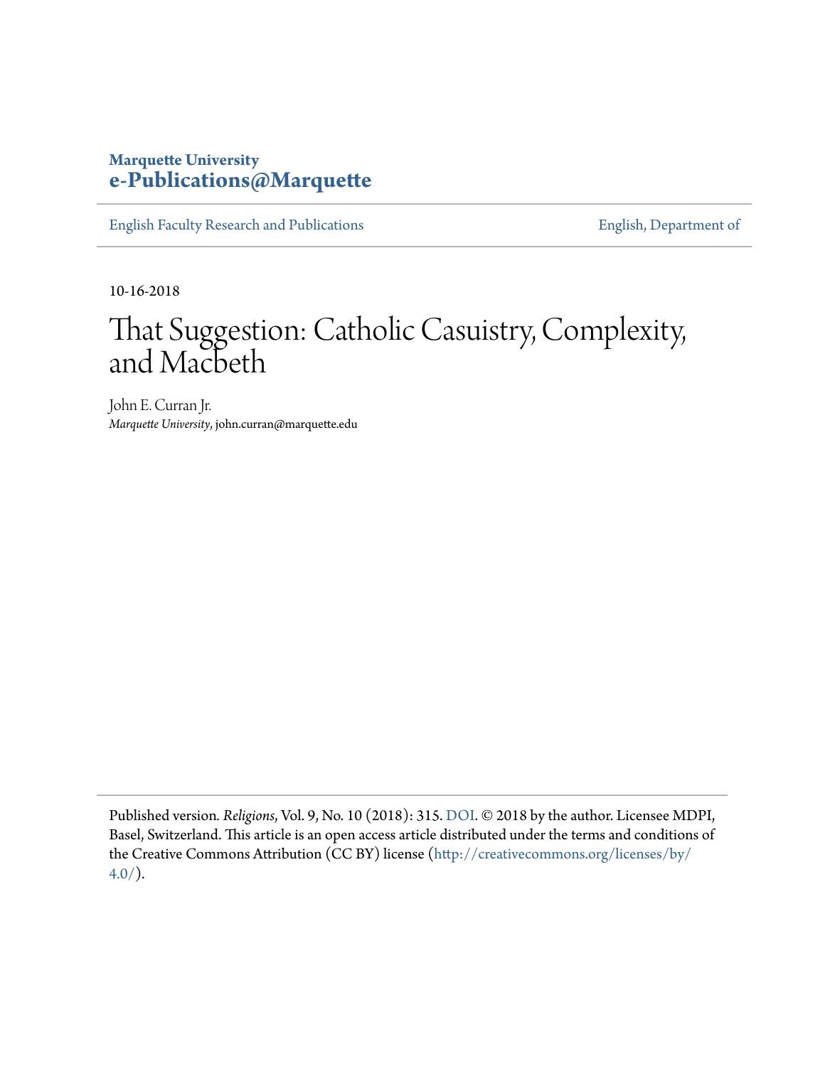**Marquette University**
**e-Publications@Marquette**

English Faculty Research and Publications | English, Department of

10-16-2018

# That Suggestion: Catholic Casuistry, Complexity, and Macbeth

John E. Curran Jr.
*Marquette University*, john.curran@marquette.edu

Published version. *Religions*, Vol. 9, No. 10 (2018): 315. DOI. © 2018 by the author. Licensee MDPI, Basel, Switzerland. This article is an open access article distributed under the terms and conditions of the Creative Commons Attribution (CC BY) license (http://creativecommons.org/licenses/by/4.0/).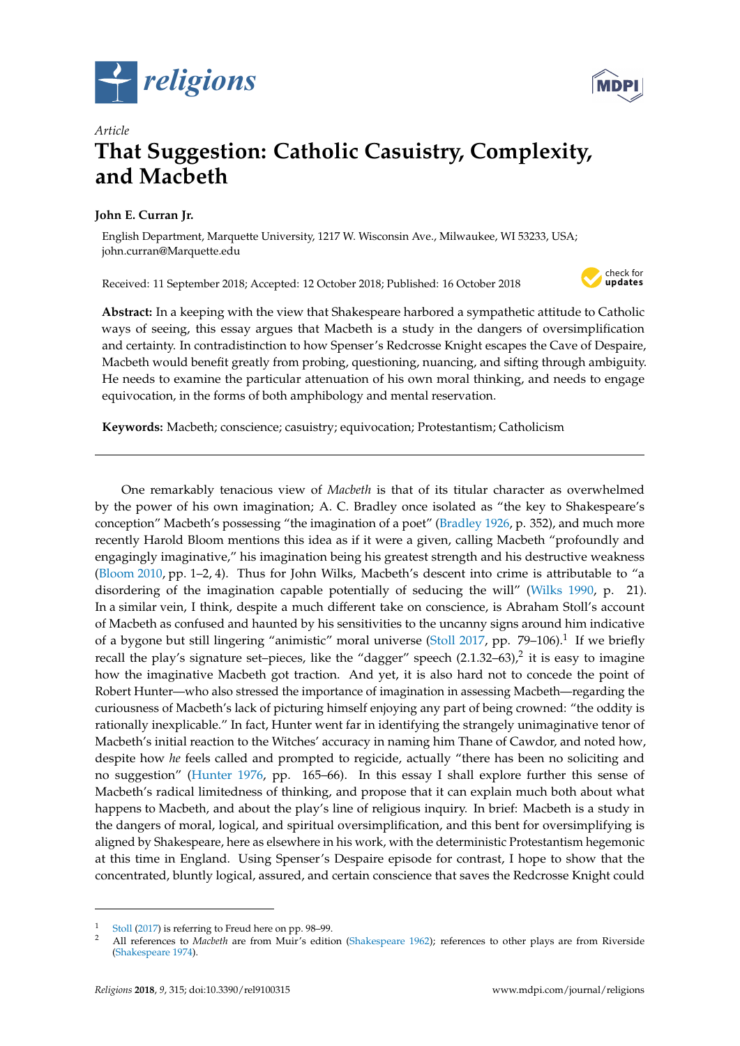religions

MDPI

*Article*

# That Suggestion: Catholic Casuistry, Complexity, and Macbeth

**John E. Curran Jr.**

English Department, Marquette University, 1217 W. Wisconsin Ave., Milwaukee, WI 53233, USA; john.curran@Marquette.edu

Received: 11 September 2018; Accepted: 12 October 2018; Published: 16 October 2018

check for updates

**Abstract:** In a keeping with the view that Shakespeare harbored a sympathetic attitude to Catholic ways of seeing, this essay argues that Macbeth is a study in the dangers of oversimplification and certainty. In contradistinction to how Spenser's Redcrosse Knight escapes the Cave of Despaire, Macbeth would benefit greatly from probing, questioning, nuancing, and sifting through ambiguity. He needs to examine the particular attenuation of his own moral thinking, and needs to engage equivocation, in the forms of both amphibology and mental reservation.

**Keywords:** Macbeth; conscience; casuistry; equivocation; Protestantism; Catholicism

---

One remarkably tenacious view of *Macbeth* is that of its titular character as overwhelmed by the power of his own imagination; A. C. Bradley once isolated as "the key to Shakespeare's conception" Macbeth's possessing "the imagination of a poet" (Bradley 1926, p. 352), and much more recently Harold Bloom mentions this idea as if it were a given, calling Macbeth "profoundly and engagingly imaginative," his imagination being his greatest strength and his destructive weakness (Bloom 2010, pp. 1–2, 4). Thus for John Wilks, Macbeth's descent into crime is attributable to "a disordering of the imagination capable potentially of seducing the will" (Wilks 1990, p. 21). In a similar vein, I think, despite a much different take on conscience, is Abraham Stoll's account of Macbeth as confused and haunted by his sensitivities to the uncanny signs around him indicative of a bygone but still lingering "animistic" moral universe (Stoll 2017, pp. 79–106).[1] If we briefly recall the play's signature set–pieces, like the "dagger" speech (2.1.32–63),[2] it is easy to imagine how the imaginative Macbeth got traction. And yet, it is also hard not to concede the point of Robert Hunter—who also stressed the importance of imagination in assessing Macbeth—regarding the curiousness of Macbeth's lack of picturing himself enjoying any part of being crowned: "the oddity is rationally inexplicable." In fact, Hunter went far in identifying the strangely unimaginative tenor of Macbeth's initial reaction to the Witches' accuracy in naming him Thane of Cawdor, and noted how, despite how *he* feels called and prompted to regicide, actually "there has been no soliciting and no suggestion" (Hunter 1976, pp. 165–66). In this essay I shall explore further this sense of Macbeth's radical limitedness of thinking, and propose that it can explain much both about what happens to Macbeth, and about the play's line of religious inquiry. In brief: Macbeth is a study in the dangers of moral, logical, and spiritual oversimplification, and this bent for oversimplifying is aligned by Shakespeare, here as elsewhere in his work, with the deterministic Protestantism hegemonic at this time in England. Using Spenser's Despaire episode for contrast, I hope to show that the concentrated, bluntly logical, assured, and certain conscience that saves the Redcrosse Knight could

---

[1] Stoll (2017) is referring to Freud here on pp. 98–99.

[2] All references to *Macbeth* are from Muir's edition (Shakespeare 1962); references to other plays are from Riverside (Shakespeare 1974).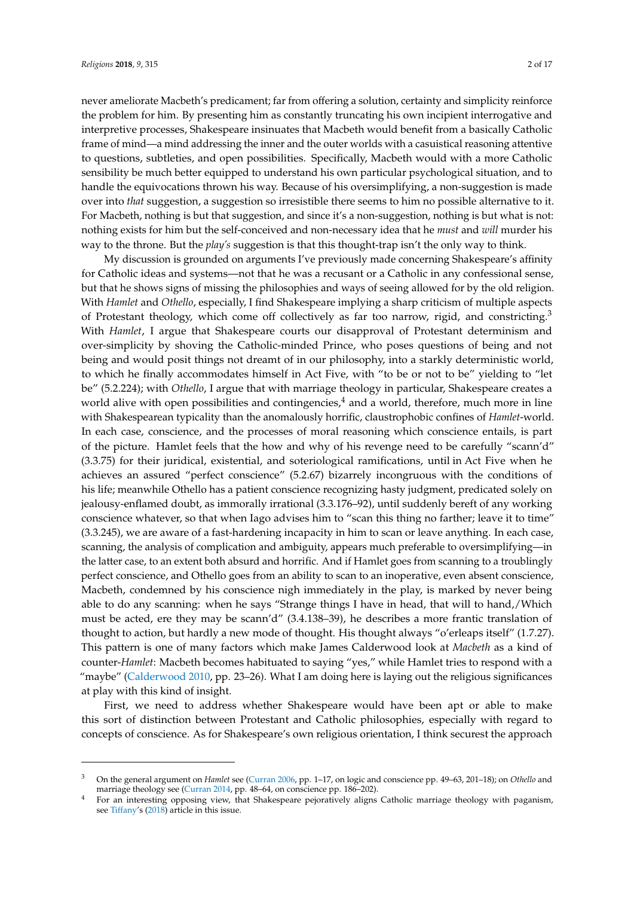never ameliorate Macbeth's predicament; far from offering a solution, certainty and simplicity reinforce the problem for him. By presenting him as constantly truncating his own incipient interrogative and interpretive processes, Shakespeare insinuates that Macbeth would benefit from a basically Catholic frame of mind—a mind addressing the inner and the outer worlds with a casuistical reasoning attentive to questions, subtleties, and open possibilities. Specifically, Macbeth would with a more Catholic sensibility be much better equipped to understand his own particular psychological situation, and to handle the equivocations thrown his way. Because of his oversimplifying, a non-suggestion is made over into *that* suggestion, a suggestion so irresistible there seems to him no possible alternative to it. For Macbeth, nothing is but that suggestion, and since it's a non-suggestion, nothing is but what is not: nothing exists for him but the self-conceived and non-necessary idea that he *must* and *will* murder his way to the throne. But the *play's* suggestion is that this thought-trap isn't the only way to think.

My discussion is grounded on arguments I've previously made concerning Shakespeare's affinity for Catholic ideas and systems—not that he was a recusant or a Catholic in any confessional sense, but that he shows signs of missing the philosophies and ways of seeing allowed for by the old religion. With *Hamlet* and *Othello*, especially, I find Shakespeare implying a sharp criticism of multiple aspects of Protestant theology, which come off collectively as far too narrow, rigid, and constricting.[3] With *Hamlet*, I argue that Shakespeare courts our disapproval of Protestant determinism and over-simplicity by shoving the Catholic-minded Prince, who poses questions of being and not being and would posit things not dreamt of in our philosophy, into a starkly deterministic world, to which he finally accommodates himself in Act Five, with "to be or not to be" yielding to "let be" (5.2.224); with *Othello*, I argue that with marriage theology in particular, Shakespeare creates a world alive with open possibilities and contingencies,[4] and a world, therefore, much more in line with Shakespearean typicality than the anomalously horrific, claustrophobic confines of *Hamlet*-world. In each case, conscience, and the processes of moral reasoning which conscience entails, is part of the picture. Hamlet feels that the how and why of his revenge need to be carefully "scann'd" (3.3.75) for their juridical, existential, and soteriological ramifications, until in Act Five when he achieves an assured "perfect conscience" (5.2.67) bizarrely incongruous with the conditions of his life; meanwhile Othello has a patient conscience recognizing hasty judgment, predicated solely on jealousy-enflamed doubt, as immorally irrational (3.3.176–92), until suddenly bereft of any working conscience whatever, so that when Iago advises him to "scan this thing no farther; leave it to time" (3.3.245), we are aware of a fast-hardening incapacity in him to scan or leave anything. In each case, scanning, the analysis of complication and ambiguity, appears much preferable to oversimplifying—in the latter case, to an extent both absurd and horrific. And if Hamlet goes from scanning to a troublingly perfect conscience, and Othello goes from an ability to scan to an inoperative, even absent conscience, Macbeth, condemned by his conscience nigh immediately in the play, is marked by never being able to do any scanning: when he says "Strange things I have in head, that will to hand,/Which must be acted, ere they may be scann'd" (3.4.138–39), he describes a more frantic translation of thought to action, but hardly a new mode of thought. His thought always "o'erleaps itself" (1.7.27). This pattern is one of many factors which make James Calderwood look at *Macbeth* as a kind of counter-*Hamlet*: Macbeth becomes habituated to saying "yes," while Hamlet tries to respond with a "maybe" (Calderwood 2010, pp. 23–26). What I am doing here is laying out the religious significances at play with this kind of insight.

First, we need to address whether Shakespeare would have been apt or able to make this sort of distinction between Protestant and Catholic philosophies, especially with regard to concepts of conscience. As for Shakespeare's own religious orientation, I think securest the approach

---

3 On the general argument on *Hamlet* see (Curran 2006, pp. 1–17, on logic and conscience pp. 49–63, 201–18); on *Othello* and marriage theology see (Curran 2014, pp. 48–64, on conscience pp. 186–202).

4 For an interesting opposing view, that Shakespeare pejoratively aligns Catholic marriage theology with paganism, see Tiffany's (2018) article in this issue.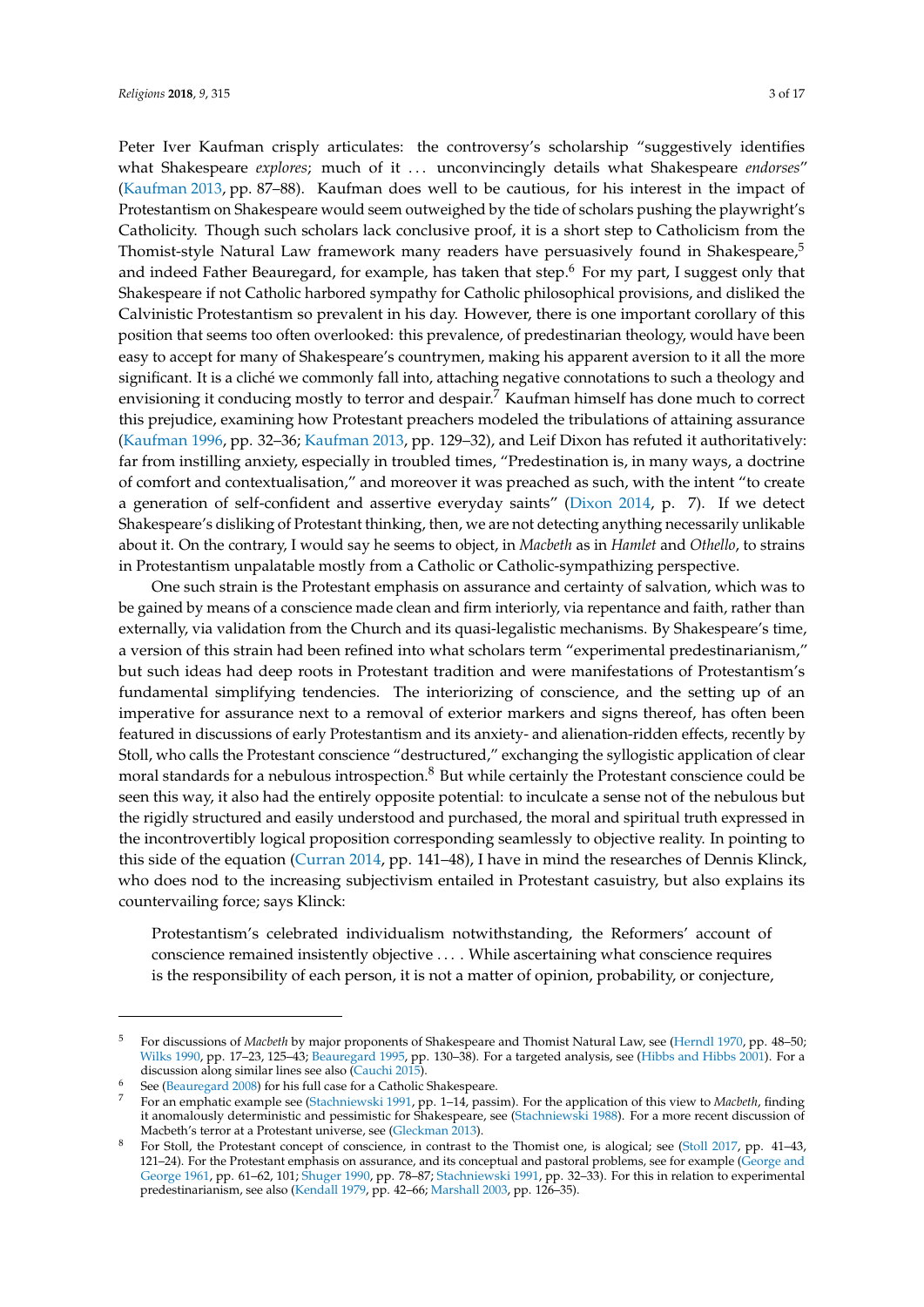Peter Iver Kaufman crisply articulates: the controversy's scholarship "suggestively identifies what Shakespeare *explores*; much of it ... unconvincingly details what Shakespeare *endorses*" (Kaufman 2013, pp. 87–88). Kaufman does well to be cautious, for his interest in the impact of Protestantism on Shakespeare would seem outweighed by the tide of scholars pushing the playwright's Catholicity. Though such scholars lack conclusive proof, it is a short step to Catholicism from the Thomist-style Natural Law framework many readers have persuasively found in Shakespeare,[5] and indeed Father Beauregard, for example, has taken that step.[6] For my part, I suggest only that Shakespeare if not Catholic harbored sympathy for Catholic philosophical provisions, and disliked the Calvinistic Protestantism so prevalent in his day. However, there is one important corollary of this position that seems too often overlooked: this prevalence, of predestinarian theology, would have been easy to accept for many of Shakespeare's countrymen, making his apparent aversion to it all the more significant. It is a cliché we commonly fall into, attaching negative connotations to such a theology and envisioning it conducing mostly to terror and despair.[7] Kaufman himself has done much to correct this prejudice, examining how Protestant preachers modeled the tribulations of attaining assurance (Kaufman 1996, pp. 32–36; Kaufman 2013, pp. 129–32), and Leif Dixon has refuted it authoritatively: far from instilling anxiety, especially in troubled times, "Predestination is, in many ways, a doctrine of comfort and contextualisation," and moreover it was preached as such, with the intent "to create a generation of self-confident and assertive everyday saints" (Dixon 2014, p. 7). If we detect Shakespeare's disliking of Protestant thinking, then, we are not detecting anything necessarily unlikable about it. On the contrary, I would say he seems to object, in *Macbeth* as in *Hamlet* and *Othello*, to strains in Protestantism unpalatable mostly from a Catholic or Catholic-sympathizing perspective.

One such strain is the Protestant emphasis on assurance and certainty of salvation, which was to be gained by means of a conscience made clean and firm interiorly, via repentance and faith, rather than externally, via validation from the Church and its quasi-legalistic mechanisms. By Shakespeare's time, a version of this strain had been refined into what scholars term "experimental predestinarianism," but such ideas had deep roots in Protestant tradition and were manifestations of Protestantism's fundamental simplifying tendencies. The interiorizing of conscience, and the setting up of an imperative for assurance next to a removal of exterior markers and signs thereof, has often been featured in discussions of early Protestantism and its anxiety- and alienation-ridden effects, recently by Stoll, who calls the Protestant conscience "destructured," exchanging the syllogistic application of clear moral standards for a nebulous introspection.[8] But while certainly the Protestant conscience could be seen this way, it also had the entirely opposite potential: to inculcate a sense not of the nebulous but the rigidly structured and easily understood and purchased, the moral and spiritual truth expressed in the incontrovertibly logical proposition corresponding seamlessly to objective reality. In pointing to this side of the equation (Curran 2014, pp. 141–48), I have in mind the researches of Dennis Klinck, who does nod to the increasing subjectivism entailed in Protestant casuistry, but also explains its countervailing force; says Klinck:

> Protestantism's celebrated individualism notwithstanding, the Reformers' account of conscience remained insistently objective .... While ascertaining what conscience requires is the responsibility of each person, it is not a matter of opinion, probability, or conjecture,

---

[5] For discussions of *Macbeth* by major proponents of Shakespeare and Thomist Natural Law, see (Herndl 1970, pp. 48–50; Wilks 1990, pp. 17–23, 125–43; Beauregard 1995, pp. 130–38). For a targeted analysis, see (Hibbs and Hibbs 2001). For a discussion along similar lines see also (Cauchi 2015).

[6] See (Beauregard 2008) for his full case for a Catholic Shakespeare.

[7] For an emphatic example see (Stachniewski 1991, pp. 1–14, passim). For the application of this view to *Macbeth*, finding it anomalously deterministic and pessimistic for Shakespeare, see (Stachniewski 1988). For a more recent discussion of Macbeth's terror at a Protestant universe, see (Gleckman 2013).

[8] For Stoll, the Protestant concept of conscience, in contrast to the Thomist one, is alogical; see (Stoll 2017, pp. 41–43, 121–24). For the Protestant emphasis on assurance, and its conceptual and pastoral problems, see for example (George and George 1961, pp. 61–62, 101; Shuger 1990, pp. 78–87; Stachniewski 1991, pp. 32–33). For this in relation to experimental predestinarianism, see also (Kendall 1979, pp. 42–66; Marshall 2003, pp. 126–35).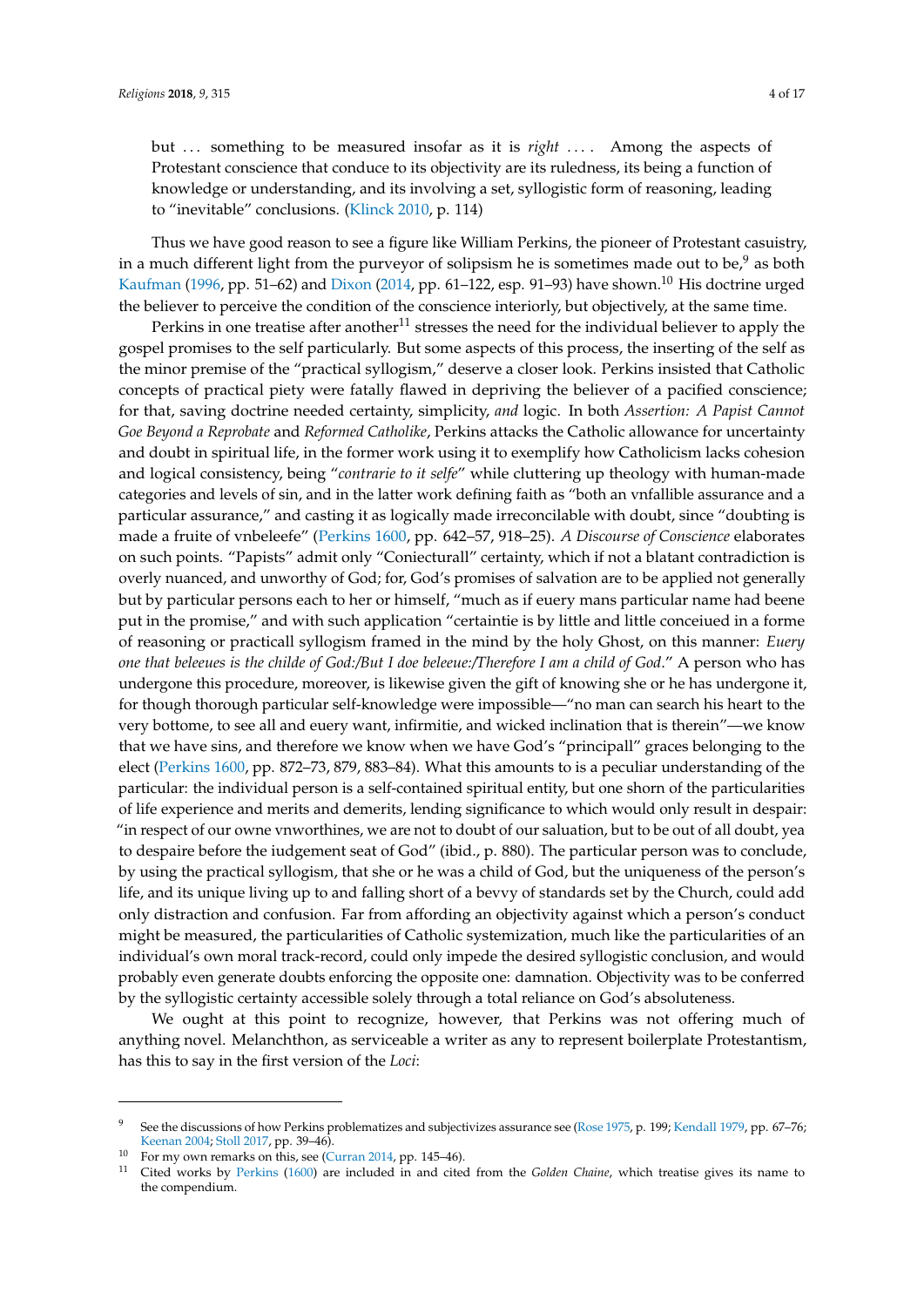> but ... something to be measured insofar as it is *right* .... Among the aspects of Protestant conscience that conduce to its objectivity are its ruledness, its being a function of knowledge or understanding, and its involving a set, syllogistic form of reasoning, leading to "inevitable" conclusions. (Klinck 2010, p. 114)

Thus we have good reason to see a figure like William Perkins, the pioneer of Protestant casuistry, in a much different light from the purveyor of solipsism he is sometimes made out to be,[9] as both Kaufman (1996, pp. 51–62) and Dixon (2014, pp. 61–122, esp. 91–93) have shown.[10] His doctrine urged the believer to perceive the condition of the conscience interiorly, but objectively, at the same time.

Perkins in one treatise after another[11] stresses the need for the individual believer to apply the gospel promises to the self particularly. But some aspects of this process, the inserting of the self as the minor premise of the "practical syllogism," deserve a closer look. Perkins insisted that Catholic concepts of practical piety were fatally flawed in depriving the believer of a pacified conscience; for that, saving doctrine needed certainty, simplicity, *and* logic. In both *Assertion: A Papist Cannot Goe Beyond a Reprobate* and *Reformed Catholike*, Perkins attacks the Catholic allowance for uncertainty and doubt in spiritual life, in the former work using it to exemplify how Catholicism lacks cohesion and logical consistency, being "*contrarie to it selfe*" while cluttering up theology with human-made categories and levels of sin, and in the latter work defining faith as "both an vnfallible assurance and a particular assurance," and casting it as logically made irreconcilable with doubt, since "doubting is made a fruite of vnbeleefe" (Perkins 1600, pp. 642–57, 918–25). *A Discourse of Conscience* elaborates on such points. "Papists" admit only "Coniecturall" certainty, which if not a blatant contradiction is overly nuanced, and unworthy of God; for, God's promises of salvation are to be applied not generally but by particular persons each to her or himself, "much as if euery mans particular name had beene put in the promise," and with such application "certaintie is by little and little conceiued in a forme of reasoning or practicall syllogism framed in the mind by the holy Ghost, on this manner: *Euery one that beleeues is the childe of God:/But I doe beleeue:/Therefore I am a child of God*." A person who has undergone this procedure, moreover, is likewise given the gift of knowing she or he has undergone it, for though thorough particular self-knowledge were impossible—"no man can search his heart to the very bottome, to see all and euery want, infirmitie, and wicked inclination that is therein"—we know that we have sins, and therefore we know when we have God's "principall" graces belonging to the elect (Perkins 1600, pp. 872–73, 879, 883–84). What this amounts to is a peculiar understanding of the particular: the individual person is a self-contained spiritual entity, but one shorn of the particularities of life experience and merits and demerits, lending significance to which would only result in despair: "in respect of our owne vnworthines, we are not to doubt of our saluation, but to be out of all doubt, yea to despaire before the iudgement seat of God" (ibid., p. 880). The particular person was to conclude, by using the practical syllogism, that she or he was a child of God, but the uniqueness of the person's life, and its unique living up to and falling short of a bevvy of standards set by the Church, could add only distraction and confusion. Far from affording an objectivity against which a person's conduct might be measured, the particularities of Catholic systemization, much like the particularities of an individual's own moral track-record, could only impede the desired syllogistic conclusion, and would probably even generate doubts enforcing the opposite one: damnation. Objectivity was to be conferred by the syllogistic certainty accessible solely through a total reliance on God's absoluteness.

We ought at this point to recognize, however, that Perkins was not offering much of anything novel. Melanchthon, as serviceable a writer as any to represent boilerplate Protestantism, has this to say in the first version of the *Loci*:

---

[9] See the discussions of how Perkins problematizes and subjectivizes assurance see (Rose 1975, p. 199; Kendall 1979, pp. 67–76; Keenan 2004; Stoll 2017, pp. 39–46).

[10] For my own remarks on this, see (Curran 2014, pp. 145–46).

[11] Cited works by Perkins (1600) are included in and cited from the *Golden Chaine*, which treatise gives its name to the compendium.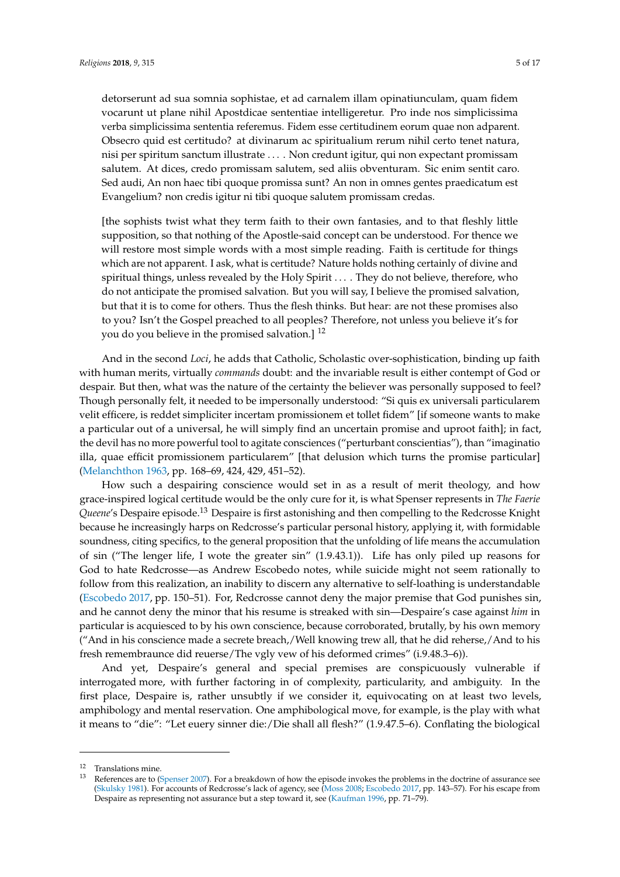detorserunt ad sua somnia sophistae, et ad carnalem illam opinatiunculam, quam fidem vocarunt ut plane nihil Apostdicae sententiae intelligeretur. Pro inde nos simplicissima verba simplicissima sententia referemus. Fidem esse certitudinem eorum quae non adparent. Obsecro quid est certitudo? at divinarum ac spiritualium rerum nihil certo tenet natura, nisi per spiritum sanctum illustrate . . . . Non credunt igitur, qui non expectant promissam salutem. At dices, credo promissam salutem, sed aliis obventuram. Sic enim sentit caro. Sed audi, An non haec tibi quoque promissa sunt? An non in omnes gentes praedicatum est Evangelium? non credis igitur ni tibi quoque salutem promissam credas.

[the sophists twist what they term faith to their own fantasies, and to that fleshly little supposition, so that nothing of the Apostle-said concept can be understood. For thence we will restore most simple words with a most simple reading. Faith is certitude for things which are not apparent. I ask, what is certitude? Nature holds nothing certainly of divine and spiritual things, unless revealed by the Holy Spirit . . . . They do not believe, therefore, who do not anticipate the promised salvation. But you will say, I believe the promised salvation, but that it is to come for others. Thus the flesh thinks. But hear: are not these promises also to you? Isn't the Gospel preached to all peoples? Therefore, not unless you believe it's for you do you believe in the promised salvation.] [12]

And in the second *Loci*, he adds that Catholic, Scholastic over-sophistication, binding up faith with human merits, virtually *commands* doubt: and the invariable result is either contempt of God or despair. But then, what was the nature of the certainty the believer was personally supposed to feel? Though personally felt, it needed to be impersonally understood: "Si quis ex universali particularem velit efficere, is reddet simpliciter incertam promissionem et tollet fidem" [if someone wants to make a particular out of a universal, he will simply find an uncertain promise and uproot faith]; in fact, the devil has no more powerful tool to agitate consciences ("perturbant conscientias"), than "imaginatio illa, quae efficit promissionem particularem" [that delusion which turns the promise particular] (Melanchthon 1963, pp. 168–69, 424, 429, 451–52).

How such a despairing conscience would set in as a result of merit theology, and how grace-inspired logical certitude would be the only cure for it, is what Spenser represents in *The Faerie Queene*'s Despaire episode.[13] Despaire is first astonishing and then compelling to the Redcrosse Knight because he increasingly harps on Redcrosse's particular personal history, applying it, with formidable soundness, citing specifics, to the general proposition that the unfolding of life means the accumulation of sin ("The lenger life, I wote the greater sin" (1.9.43.1)). Life has only piled up reasons for God to hate Redcrosse—as Andrew Escobedo notes, while suicide might not seem rationally to follow from this realization, an inability to discern any alternative to self-loathing is understandable (Escobedo 2017, pp. 150–51). For, Redcrosse cannot deny the major premise that God punishes sin, and he cannot deny the minor that his resume is streaked with sin—Despaire's case against *him* in particular is acquiesced to by his own conscience, because corroborated, brutally, by his own memory ("And in his conscience made a secrete breach,/Well knowing trew all, that he did reherse,/And to his fresh remembraunce did reuerse/The vgly vew of his deformed crimes" (i.9.48.3–6)).

And yet, Despaire's general and special premises are conspicuously vulnerable if interrogated more, with further factoring in of complexity, particularity, and ambiguity. In the first place, Despaire is, rather unsubtly if we consider it, equivocating on at least two levels, amphibology and mental reservation. One amphibological move, for example, is the play with what it means to "die": "Let euery sinner die:/Die shall all flesh?" (1.9.47.5–6). Conflating the biological

---

[12] Translations mine.

[13] References are to (Spenser 2007). For a breakdown of how the episode invokes the problems in the doctrine of assurance see (Skulsky 1981). For accounts of Redcrosse's lack of agency, see (Moss 2008; Escobedo 2017, pp. 143–57). For his escape from Despaire as representing not assurance but a step toward it, see (Kaufman 1996, pp. 71–79).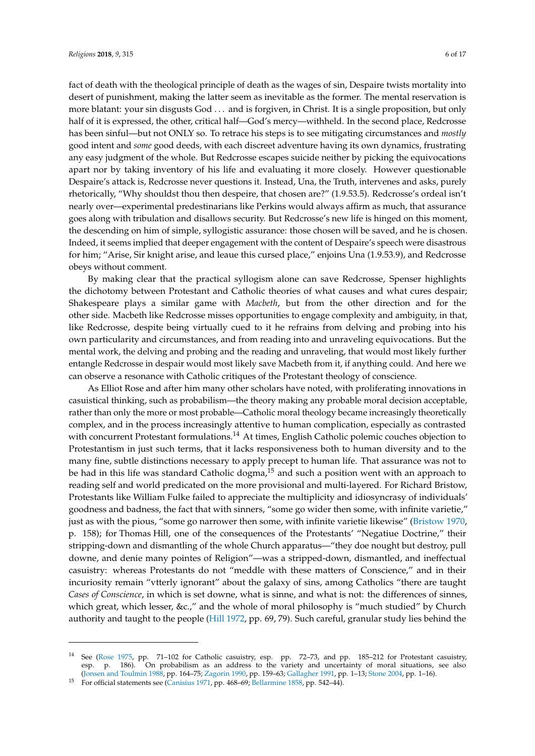fact of death with the theological principle of death as the wages of sin, Despaire twists mortality into desert of punishment, making the latter seem as inevitable as the former. The mental reservation is more blatant: your sin disgusts God . . . and is forgiven, in Christ. It is a single proposition, but only half of it is expressed, the other, critical half—God's mercy—withheld. In the second place, Redcrosse has been sinful—but not ONLY so. To retrace his steps is to see mitigating circumstances and *mostly* good intent and *some* good deeds, with each discreet adventure having its own dynamics, frustrating any easy judgment of the whole. But Redcrosse escapes suicide neither by picking the equivocations apart nor by taking inventory of his life and evaluating it more closely. However questionable Despaire's attack is, Redcrosse never questions it. Instead, Una, the Truth, intervenes and asks, purely rhetorically, "Why shouldst thou then despeire, that chosen are?" (1.9.53.5). Redcrosse's ordeal isn't nearly over—experimental predestinarians like Perkins would always affirm as much, that assurance goes along with tribulation and disallows security. But Redcrosse's new life is hinged on this moment, the descending on him of simple, syllogistic assurance: those chosen will be saved, and he is chosen. Indeed, it seems implied that deeper engagement with the content of Despaire's speech were disastrous for him; "Arise, Sir knight arise, and leaue this cursed place," enjoins Una (1.9.53.9), and Redcrosse obeys without comment.

By making clear that the practical syllogism alone can save Redcrosse, Spenser highlights the dichotomy between Protestant and Catholic theories of what causes and what cures despair; Shakespeare plays a similar game with *Macbeth*, but from the other direction and for the other side. Macbeth like Redcrosse misses opportunities to engage complexity and ambiguity, in that, like Redcrosse, despite being virtually cued to it he refrains from delving and probing into his own particularity and circumstances, and from reading into and unraveling equivocations. But the mental work, the delving and probing and the reading and unraveling, that would most likely further entangle Redcrosse in despair would most likely save Macbeth from it, if anything could. And here we can observe a resonance with Catholic critiques of the Protestant theology of conscience.

As Elliot Rose and after him many other scholars have noted, with proliferating innovations in casuistical thinking, such as probabilism—the theory making any probable moral decision acceptable, rather than only the more or most probable—Catholic moral theology became increasingly theoretically complex, and in the process increasingly attentive to human complication, especially as contrasted with concurrent Protestant formulations.[14] At times, English Catholic polemic couches objection to Protestantism in just such terms, that it lacks responsiveness both to human diversity and to the many fine, subtle distinctions necessary to apply precept to human life. That assurance was not to be had in this life was standard Catholic dogma,[15] and such a position went with an approach to reading self and world predicated on the more provisional and multi-layered. For Richard Bristow, Protestants like William Fulke failed to appreciate the multiplicity and idiosyncrasy of individuals' goodness and badness, the fact that with sinners, "some go wider then some, with infinite varietie," just as with the pious, "some go narrower then some, with infinite varietie likewise" (Bristow 1970, p. 158); for Thomas Hill, one of the consequences of the Protestants' "Negatiue Doctrine," their stripping-down and dismantling of the whole Church apparatus—"they doe nought but destroy, pull downe, and denie many pointes of Religion"—was a stripped-down, dismantled, and ineffectual casuistry: whereas Protestants do not "meddle with these matters of Conscience," and in their incuriosity remain "vtterly ignorant" about the galaxy of sins, among Catholics "there are taught *Cases of Conscience*, in which is set downe, what is sinne, and what is not: the differences of sinnes, which great, which lesser, &c.," and the whole of moral philosophy is "much studied" by Church authority and taught to the people (Hill 1972, pp. 69, 79). Such careful, granular study lies behind the

---

[14] See (Rose 1975, pp. 71–102 for Catholic casuistry, esp. pp. 72–73, and pp. 185–212 for Protestant casuistry, esp. p. 186). On probabilism as an address to the variety and uncertainty of moral situations, see also (Jonsen and Toulmin 1988, pp. 164–75; Zagorin 1990, pp. 159–63; Gallagher 1991, pp. 1–13; Stone 2004, pp. 1–16).

[15] For official statements see (Canisius 1971, pp. 468–69; Bellarmine 1858, pp. 542–44).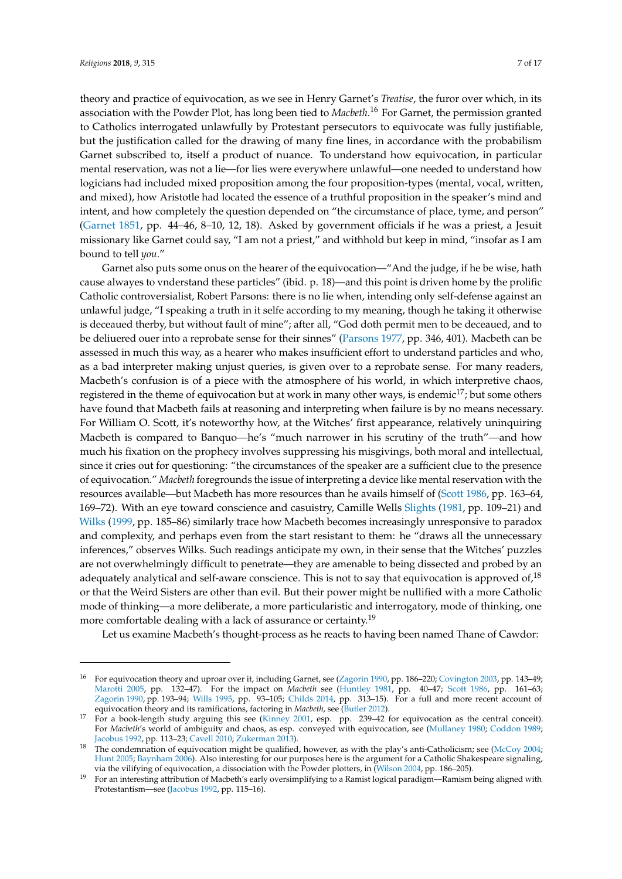theory and practice of equivocation, as we see in Henry Garnet's *Treatise*, the furor over which, in its association with the Powder Plot, has long been tied to *Macbeth*.[16] For Garnet, the permission granted to Catholics interrogated unlawfully by Protestant persecutors to equivocate was fully justifiable, but the justification called for the drawing of many fine lines, in accordance with the probabilism Garnet subscribed to, itself a product of nuance. To understand how equivocation, in particular mental reservation, was not a lie—for lies were everywhere unlawful—one needed to understand how logicians had included mixed proposition among the four proposition-types (mental, vocal, written, and mixed), how Aristotle had located the essence of a truthful proposition in the speaker's mind and intent, and how completely the question depended on "the circumstance of place, tyme, and person" (Garnet 1851, pp. 44–46, 8–10, 12, 18). Asked by government officials if he was a priest, a Jesuit missionary like Garnet could say, "I am not a priest," and withhold but keep in mind, "insofar as I am bound to tell *you*."

Garnet also puts some onus on the hearer of the equivocation—"And the judge, if he be wise, hath cause alwayes to vnderstand these particles" (ibid. p. 18)—and this point is driven home by the prolific Catholic controversialist, Robert Parsons: there is no lie when, intending only self-defense against an unlawful judge, "I speaking a truth in it selfe according to my meaning, though he taking it otherwise is deceaued therby, but without fault of mine"; after all, "God doth permit men to be deceaued, and to be deliuered ouer into a reprobate sense for their sinnes" (Parsons 1977, pp. 346, 401). Macbeth can be assessed in much this way, as a hearer who makes insufficient effort to understand particles and who, as a bad interpreter making unjust queries, is given over to a reprobate sense. For many readers, Macbeth's confusion is of a piece with the atmosphere of his world, in which interpretive chaos, registered in the theme of equivocation but at work in many other ways, is endemic[17]; but some others have found that Macbeth fails at reasoning and interpreting when failure is by no means necessary. For William O. Scott, it's noteworthy how, at the Witches' first appearance, relatively uninquiring Macbeth is compared to Banquo—he's "much narrower in his scrutiny of the truth"—and how much his fixation on the prophecy involves suppressing his misgivings, both moral and intellectual, since it cries out for questioning: "the circumstances of the speaker are a sufficient clue to the presence of equivocation." *Macbeth* foregrounds the issue of interpreting a device like mental reservation with the resources available—but Macbeth has more resources than he avails himself of (Scott 1986, pp. 163–64, 169–72). With an eye toward conscience and casuistry, Camille Wells Slights (1981, pp. 109–21) and Wilks (1999, pp. 185–86) similarly trace how Macbeth becomes increasingly unresponsive to paradox and complexity, and perhaps even from the start resistant to them: he "draws all the unnecessary inferences," observes Wilks. Such readings anticipate my own, in their sense that the Witches' puzzles are not overwhelmingly difficult to penetrate—they are amenable to being dissected and probed by an adequately analytical and self-aware conscience. This is not to say that equivocation is approved of,[18] or that the Weird Sisters are other than evil. But their power might be nullified with a more Catholic mode of thinking—a more deliberate, a more particularistic and interrogatory, mode of thinking, one more comfortable dealing with a lack of assurance or certainty.[19]

Let us examine Macbeth's thought-process as he reacts to having been named Thane of Cawdor:

---

[16] For equivocation theory and uproar over it, including Garnet, see (Zagorin 1990, pp. 186–220; Covington 2003, pp. 143–49; Marotti 2005, pp. 132–47). For the impact on *Macbeth* see (Huntley 1981, pp. 40–47; Scott 1986, pp. 161–63; Zagorin 1990, pp. 193–94; Wills 1995, pp. 93–105; Childs 2014, pp. 313–15). For a full and more recent account of equivocation theory and its ramifications, factoring in *Macbeth*, see (Butler 2012).

[17] For a book-length study arguing this see (Kinney 2001, esp. pp. 239–42 for equivocation as the central conceit). For *Macbeth*'s world of ambiguity and chaos, as esp. conveyed with equivocation, see (Mullaney 1980; Coddon 1989; Jacobus 1992, pp. 113–23; Cavell 2010; Zukerman 2013).

[18] The condemnation of equivocation might be qualified, however, as with the play's anti-Catholicism; see (McCoy 2004; Hunt 2005; Baynham 2006). Also interesting for our purposes here is the argument for a Catholic Shakespeare signaling, via the vilifying of equivocation, a dissociation with the Powder plotters, in (Wilson 2004, pp. 186–205).

[19] For an interesting attribution of Macbeth's early oversimplifying to a Ramist logical paradigm—Ramism being aligned with Protestantism—see (Jacobus 1992, pp. 115–16).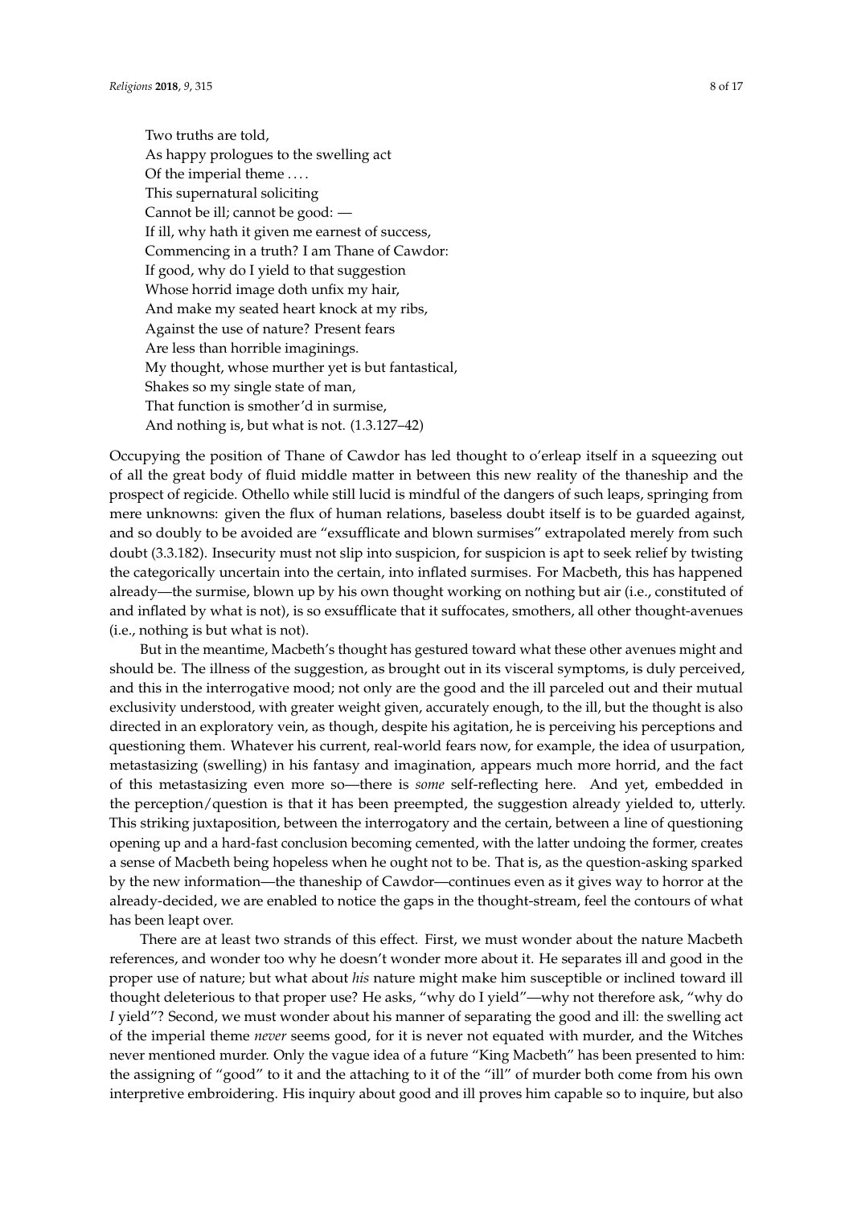> Two truths are told,
> As happy prologues to the swelling act
> Of the imperial theme . . . .
> This supernatural soliciting
> Cannot be ill; cannot be good: —
> If ill, why hath it given me earnest of success,
> Commencing in a truth? I am Thane of Cawdor:
> If good, why do I yield to that suggestion
> Whose horrid image doth unfix my hair,
> And make my seated heart knock at my ribs,
> Against the use of nature? Present fears
> Are less than horrible imaginings.
> My thought, whose murther yet is but fantastical,
> Shakes so my single state of man,
> That function is smother'd in surmise,
> And nothing is, but what is not. (1.3.127–42)

Occupying the position of Thane of Cawdor has led thought to o'erleap itself in a squeezing out of all the great body of fluid middle matter in between this new reality of the thaneship and the prospect of regicide. Othello while still lucid is mindful of the dangers of such leaps, springing from mere unknowns: given the flux of human relations, baseless doubt itself is to be guarded against, and so doubly to be avoided are "exsufflicate and blown surmises" extrapolated merely from such doubt (3.3.182). Insecurity must not slip into suspicion, for suspicion is apt to seek relief by twisting the categorically uncertain into the certain, into inflated surmises. For Macbeth, this has happened already—the surmise, blown up by his own thought working on nothing but air (i.e., constituted of and inflated by what is not), is so exsufflicate that it suffocates, smothers, all other thought-avenues (i.e., nothing is but what is not).

But in the meantime, Macbeth's thought has gestured toward what these other avenues might and should be. The illness of the suggestion, as brought out in its visceral symptoms, is duly perceived, and this in the interrogative mood; not only are the good and the ill parceled out and their mutual exclusivity understood, with greater weight given, accurately enough, to the ill, but the thought is also directed in an exploratory vein, as though, despite his agitation, he is perceiving his perceptions and questioning them. Whatever his current, real-world fears now, for example, the idea of usurpation, metastasizing (swelling) in his fantasy and imagination, appears much more horrid, and the fact of this metastasizing even more so—there is *some* self-reflecting here. And yet, embedded in the perception/question is that it has been preempted, the suggestion already yielded to, utterly. This striking juxtaposition, between the interrogatory and the certain, between a line of questioning opening up and a hard-fast conclusion becoming cemented, with the latter undoing the former, creates a sense of Macbeth being hopeless when he ought not to be. That is, as the question-asking sparked by the new information—the thaneship of Cawdor—continues even as it gives way to horror at the already-decided, we are enabled to notice the gaps in the thought-stream, feel the contours of what has been leapt over.

There are at least two strands of this effect. First, we must wonder about the nature Macbeth references, and wonder too why he doesn't wonder more about it. He separates ill and good in the proper use of nature; but what about *his* nature might make him susceptible or inclined toward ill thought deleterious to that proper use? He asks, "why do I yield"—why not therefore ask, "why do *I* yield"? Second, we must wonder about his manner of separating the good and ill: the swelling act of the imperial theme *never* seems good, for it is never not equated with murder, and the Witches never mentioned murder. Only the vague idea of a future "King Macbeth" has been presented to him: the assigning of "good" to it and the attaching to it of the "ill" of murder both come from his own interpretive embroidering. His inquiry about good and ill proves him capable so to inquire, but also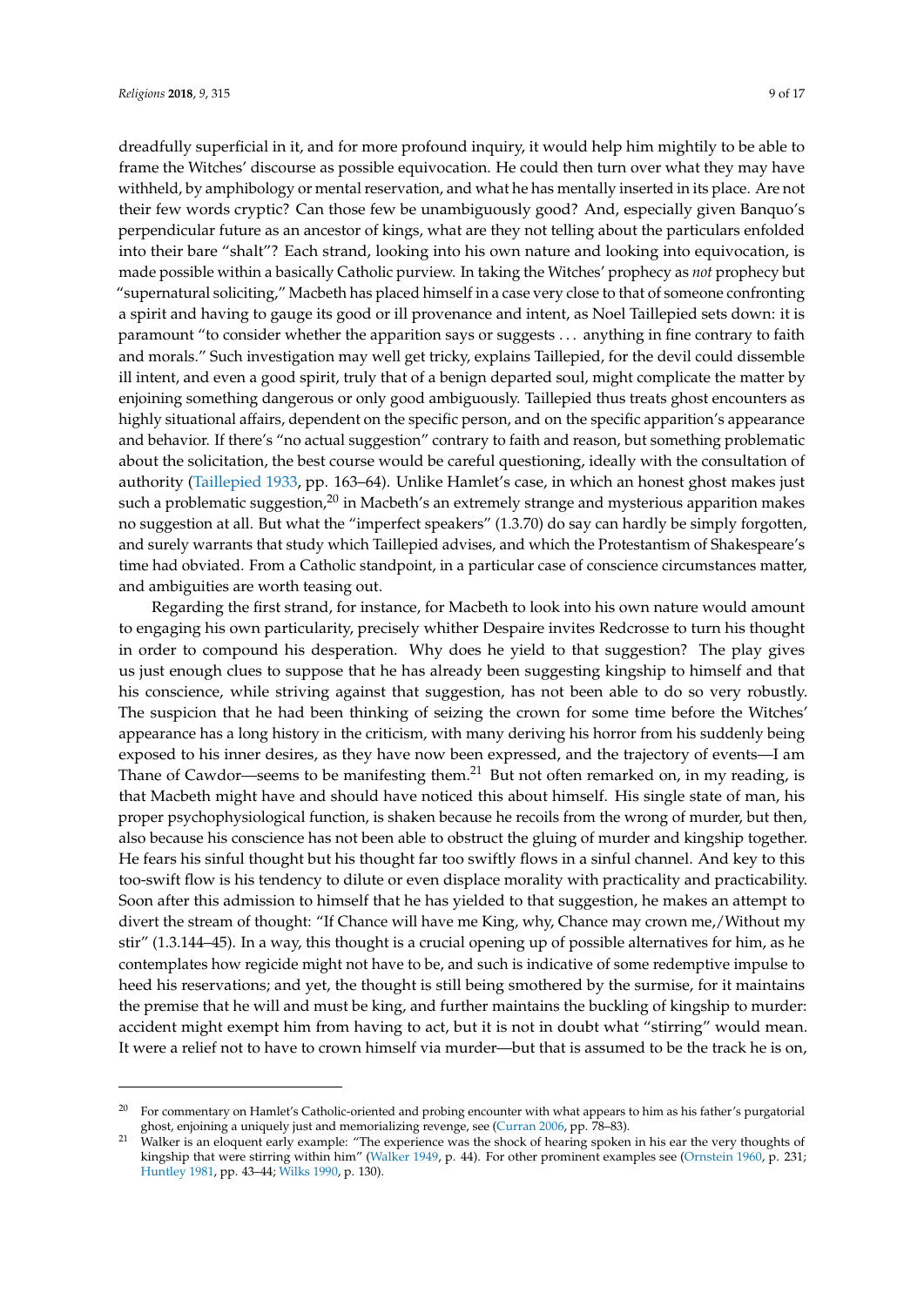dreadfully superficial in it, and for more profound inquiry, it would help him mightily to be able to frame the Witches' discourse as possible equivocation. He could then turn over what they may have withheld, by amphibology or mental reservation, and what he has mentally inserted in its place. Are not their few words cryptic? Can those few be unambiguously good? And, especially given Banquo's perpendicular future as an ancestor of kings, what are they not telling about the particulars enfolded into their bare "shalt"? Each strand, looking into his own nature and looking into equivocation, is made possible within a basically Catholic purview. In taking the Witches' prophecy as *not* prophecy but "supernatural soliciting," Macbeth has placed himself in a case very close to that of someone confronting a spirit and having to gauge its good or ill provenance and intent, as Noel Taillepied sets down: it is paramount "to consider whether the apparition says or suggests ... anything in fine contrary to faith and morals." Such investigation may well get tricky, explains Taillepied, for the devil could dissemble ill intent, and even a good spirit, truly that of a benign departed soul, might complicate the matter by enjoining something dangerous or only good ambiguously. Taillepied thus treats ghost encounters as highly situational affairs, dependent on the specific person, and on the specific apparition's appearance and behavior. If there's "no actual suggestion" contrary to faith and reason, but something problematic about the solicitation, the best course would be careful questioning, ideally with the consultation of authority (Taillepied 1933, pp. 163–64). Unlike Hamlet's case, in which an honest ghost makes just such a problematic suggestion,[20] in Macbeth's an extremely strange and mysterious apparition makes no suggestion at all. But what the "imperfect speakers" (1.3.70) do say can hardly be simply forgotten, and surely warrants that study which Taillepied advises, and which the Protestantism of Shakespeare's time had obviated. From a Catholic standpoint, in a particular case of conscience circumstances matter, and ambiguities are worth teasing out.

Regarding the first strand, for instance, for Macbeth to look into his own nature would amount to engaging his own particularity, precisely whither Despaire invites Redcrosse to turn his thought in order to compound his desperation. Why does he yield to that suggestion? The play gives us just enough clues to suppose that he has already been suggesting kingship to himself and that his conscience, while striving against that suggestion, has not been able to do so very robustly. The suspicion that he had been thinking of seizing the crown for some time before the Witches' appearance has a long history in the criticism, with many deriving his horror from his suddenly being exposed to his inner desires, as they have now been expressed, and the trajectory of events—I am Thane of Cawdor—seems to be manifesting them.[21] But not often remarked on, in my reading, is that Macbeth might have and should have noticed this about himself. His single state of man, his proper psychophysiological function, is shaken because he recoils from the wrong of murder, but then, also because his conscience has not been able to obstruct the gluing of murder and kingship together. He fears his sinful thought but his thought far too swiftly flows in a sinful channel. And key to this too-swift flow is his tendency to dilute or even displace morality with practicality and practicability. Soon after this admission to himself that he has yielded to that suggestion, he makes an attempt to divert the stream of thought: "If Chance will have me King, why, Chance may crown me,/Without my stir" (1.3.144–45). In a way, this thought is a crucial opening up of possible alternatives for him, as he contemplates how regicide might not have to be, and such is indicative of some redemptive impulse to heed his reservations; and yet, the thought is still being smothered by the surmise, for it maintains the premise that he will and must be king, and further maintains the buckling of kingship to murder: accident might exempt him from having to act, but it is not in doubt what "stirring" would mean. It were a relief not to have to crown himself via murder—but that is assumed to be the track he is on,

---

[20] For commentary on Hamlet's Catholic-oriented and probing encounter with what appears to him as his father's purgatorial ghost, enjoining a uniquely just and memorializing revenge, see (Curran 2006, pp. 78–83).

[21] Walker is an eloquent early example: "The experience was the shock of hearing spoken in his ear the very thoughts of kingship that were stirring within him" (Walker 1949, p. 44). For other prominent examples see (Ornstein 1960, p. 231; Huntley 1981, pp. 43–44; Wilks 1990, p. 130).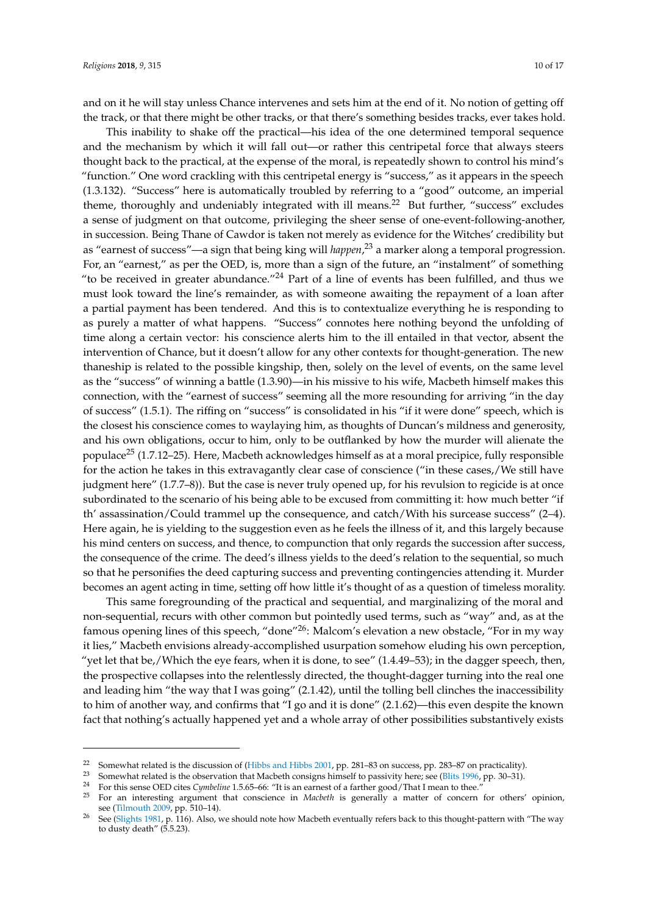and on it he will stay unless Chance intervenes and sets him at the end of it. No notion of getting off the track, or that there might be other tracks, or that there's something besides tracks, ever takes hold.

This inability to shake off the practical—his idea of the one determined temporal sequence and the mechanism by which it will fall out—or rather this centripetal force that always steers thought back to the practical, at the expense of the moral, is repeatedly shown to control his mind's "function." One word crackling with this centripetal energy is "success," as it appears in the speech (1.3.132). "Success" here is automatically troubled by referring to a "good" outcome, an imperial theme, thoroughly and undeniably integrated with ill means.[22] But further, "success" excludes a sense of judgment on that outcome, privileging the sheer sense of one-event-following-another, in succession. Being Thane of Cawdor is taken not merely as evidence for the Witches' credibility but as "earnest of success"—a sign that being king will *happen*,[23] a marker along a temporal progression. For, an "earnest," as per the OED, is, more than a sign of the future, an "instalment" of something "to be received in greater abundance."[24] Part of a line of events has been fulfilled, and thus we must look toward the line's remainder, as with someone awaiting the repayment of a loan after a partial payment has been tendered. And this is to contextualize everything he is responding to as purely a matter of what happens. "Success" connotes here nothing beyond the unfolding of time along a certain vector: his conscience alerts him to the ill entailed in that vector, absent the intervention of Chance, but it doesn't allow for any other contexts for thought-generation. The new thaneship is related to the possible kingship, then, solely on the level of events, on the same level as the "success" of winning a battle (1.3.90)—in his missive to his wife, Macbeth himself makes this connection, with the "earnest of success" seeming all the more resounding for arriving "in the day of success" (1.5.1). The riffing on "success" is consolidated in his "if it were done" speech, which is the closest his conscience comes to waylaying him, as thoughts of Duncan's mildness and generosity, and his own obligations, occur to him, only to be outflanked by how the murder will alienate the populace[25] (1.7.12–25). Here, Macbeth acknowledges himself as at a moral precipice, fully responsible for the action he takes in this extravagantly clear case of conscience ("in these cases,/We still have judgment here" (1.7.7–8)). But the case is never truly opened up, for his revulsion to regicide is at once subordinated to the scenario of his being able to be excused from committing it: how much better "if th' assassination/Could trammel up the consequence, and catch/With his surcease success" (2–4). Here again, he is yielding to the suggestion even as he feels the illness of it, and this largely because his mind centers on success, and thence, to compunction that only regards the succession after success, the consequence of the crime. The deed's illness yields to the deed's relation to the sequential, so much so that he personifies the deed capturing success and preventing contingencies attending it. Murder becomes an agent acting in time, setting off how little it's thought of as a question of timeless morality.

This same foregrounding of the practical and sequential, and marginalizing of the moral and non-sequential, recurs with other common but pointedly used terms, such as "way" and, as at the famous opening lines of this speech, "done"[26]: Malcom's elevation a new obstacle, "For in my way it lies," Macbeth envisions already-accomplished usurpation somehow eluding his own perception, "yet let that be,/Which the eye fears, when it is done, to see" (1.4.49–53); in the dagger speech, then, the prospective collapses into the relentlessly directed, the thought-dagger turning into the real one and leading him "the way that I was going" (2.1.42), until the tolling bell clinches the inaccessibility to him of another way, and confirms that "I go and it is done" (2.1.62)—this even despite the known fact that nothing's actually happened yet and a whole array of other possibilities substantively exists

---

[22] Somewhat related is the discussion of (Hibbs and Hibbs 2001, pp. 281–83 on success, pp. 283–87 on practicality).

[23] Somewhat related is the observation that Macbeth consigns himself to passivity here; see (Blits 1996, pp. 30–31).

[24] For this sense OED cites *Cymbeline* 1.5.65–66: "It is an earnest of a farther good/That I mean to thee."

[25] For an interesting argument that conscience in *Macbeth* is generally a matter of concern for others' opinion, see (Tilmouth 2009, pp. 510–14).

[26] See (Slights 1981, p. 116). Also, we should note how Macbeth eventually refers back to this thought-pattern with "The way to dusty death" (5.5.23).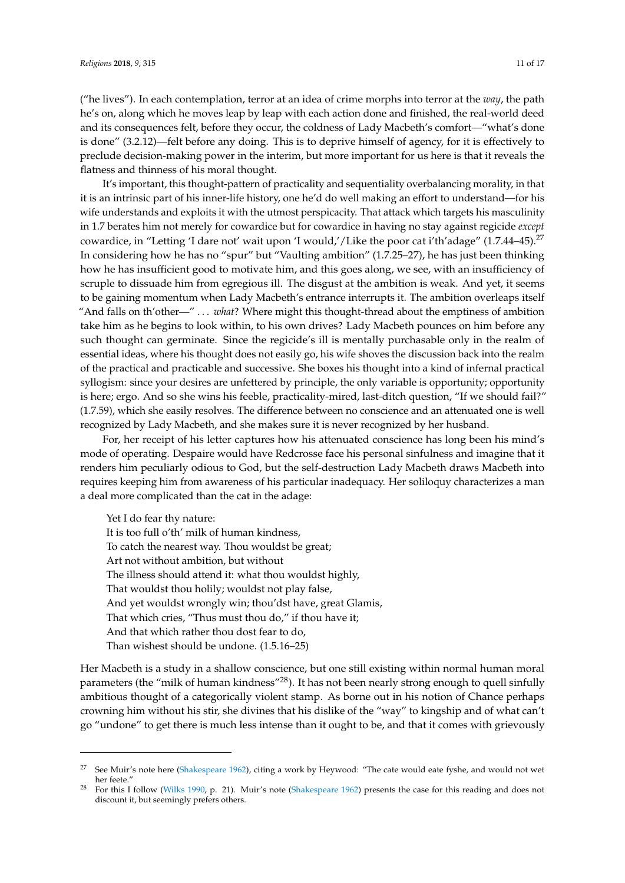("he lives"). In each contemplation, terror at an idea of crime morphs into terror at the *way*, the path he's on, along which he moves leap by leap with each action done and finished, the real-world deed and its consequences felt, before they occur, the coldness of Lady Macbeth's comfort—"what's done is done" (3.2.12)—felt before any doing. This is to deprive himself of agency, for it is effectively to preclude decision-making power in the interim, but more important for us here is that it reveals the flatness and thinness of his moral thought.

It's important, this thought-pattern of practicality and sequentiality overbalancing morality, in that it is an intrinsic part of his inner-life history, one he'd do well making an effort to understand—for his wife understands and exploits it with the utmost perspicacity. That attack which targets his masculinity in 1.7 berates him not merely for cowardice but for cowardice in having no stay against regicide *except* cowardice, in "Letting 'I dare not' wait upon 'I would,'/Like the poor cat i'th'adage" (1.7.44–45).[27] In considering how he has no "spur" but "Vaulting ambition" (1.7.25–27), he has just been thinking how he has insufficient good to motivate him, and this goes along, we see, with an insufficiency of scruple to dissuade him from egregious ill. The disgust at the ambition is weak. And yet, it seems to be gaining momentum when Lady Macbeth's entrance interrupts it. The ambition overleaps itself "And falls on th'other—" ... *what*? Where might this thought-thread about the emptiness of ambition take him as he begins to look within, to his own drives? Lady Macbeth pounces on him before any such thought can germinate. Since the regicide's ill is mentally purchasable only in the realm of essential ideas, where his thought does not easily go, his wife shoves the discussion back into the realm of the practical and practicable and successive. She boxes his thought into a kind of infernal practical syllogism: since your desires are unfettered by principle, the only variable is opportunity; opportunity is here; ergo. And so she wins his feeble, practicality-mired, last-ditch question, "If we should fail?" (1.7.59), which she easily resolves. The difference between no conscience and an attenuated one is well recognized by Lady Macbeth, and she makes sure it is never recognized by her husband.

For, her receipt of his letter captures how his attenuated conscience has long been his mind's mode of operating. Despaire would have Redcrosse face his personal sinfulness and imagine that it renders him peculiarly odious to God, but the self-destruction Lady Macbeth draws Macbeth into requires keeping him from awareness of his particular inadequacy. Her soliloquy characterizes a man a deal more complicated than the cat in the adage:

> Yet I do fear thy nature:
> It is too full o'th' milk of human kindness,
> To catch the nearest way. Thou wouldst be great;
> Art not without ambition, but without
> The illness should attend it: what thou wouldst highly,
> That wouldst thou holily; wouldst not play false,
> And yet wouldst wrongly win; thou'dst have, great Glamis,
> That which cries, "Thus must thou do," if thou have it;
> And that which rather thou dost fear to do,
> Than wishest should be undone. (1.5.16–25)

Her Macbeth is a study in a shallow conscience, but one still existing within normal human moral parameters (the "milk of human kindness"[28]). It has not been nearly strong enough to quell sinfully ambitious thought of a categorically violent stamp. As borne out in his notion of Chance perhaps crowning him without his stir, she divines that his dislike of the "way" to kingship and of what can't go "undone" to get there is much less intense than it ought to be, and that it comes with grievously

---

[27] See Muir's note here (Shakespeare 1962), citing a work by Heywood: "The cate would eate fyshe, and would not wet her feete."

[28] For this I follow (Wilks 1990, p. 21). Muir's note (Shakespeare 1962) presents the case for this reading and does not discount it, but seemingly prefers others.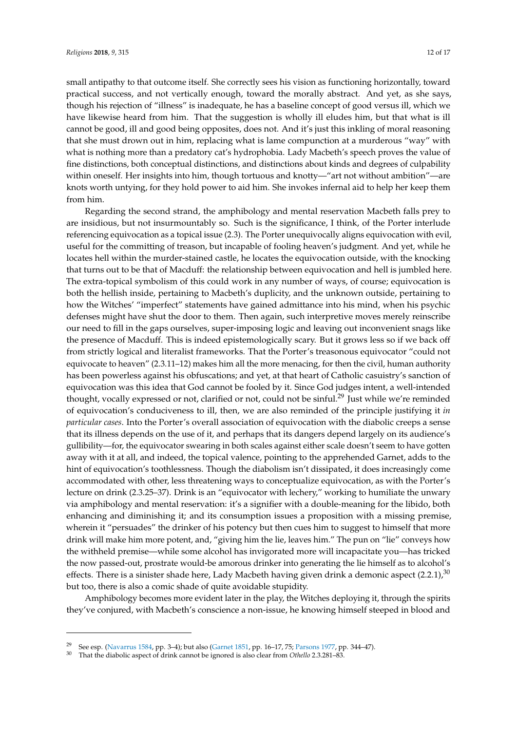small antipathy to that outcome itself. She correctly sees his vision as functioning horizontally, toward practical success, and not vertically enough, toward the morally abstract. And yet, as she says, though his rejection of "illness" is inadequate, he has a baseline concept of good versus ill, which we have likewise heard from him. That the suggestion is wholly ill eludes him, but that what is ill cannot be good, ill and good being opposites, does not. And it's just this inkling of moral reasoning that she must drown out in him, replacing what is lame compunction at a murderous "way" with what is nothing more than a predatory cat's hydrophobia. Lady Macbeth's speech proves the value of fine distinctions, both conceptual distinctions, and distinctions about kinds and degrees of culpability within oneself. Her insights into him, though tortuous and knotty—"art not without ambition"—are knots worth untying, for they hold power to aid him. She invokes infernal aid to help her keep them from him.

Regarding the second strand, the amphibology and mental reservation Macbeth falls prey to are insidious, but not insurmountably so. Such is the significance, I think, of the Porter interlude referencing equivocation as a topical issue (2.3). The Porter unequivocally aligns equivocation with evil, useful for the committing of treason, but incapable of fooling heaven's judgment. And yet, while he locates hell within the murder-stained castle, he locates the equivocation outside, with the knocking that turns out to be that of Macduff: the relationship between equivocation and hell is jumbled here. The extra-topical symbolism of this could work in any number of ways, of course; equivocation is both the hellish inside, pertaining to Macbeth's duplicity, and the unknown outside, pertaining to how the Witches' "imperfect" statements have gained admittance into his mind, when his psychic defenses might have shut the door to them. Then again, such interpretive moves merely reinscribe our need to fill in the gaps ourselves, super-imposing logic and leaving out inconvenient snags like the presence of Macduff. This is indeed epistemologically scary. But it grows less so if we back off from strictly logical and literalist frameworks. That the Porter's treasonous equivocator "could not equivocate to heaven" (2.3.11–12) makes him all the more menacing, for then the civil, human authority has been powerless against his obfuscations; and yet, at that heart of Catholic casuistry's sanction of equivocation was this idea that God cannot be fooled by it. Since God judges intent, a well-intended thought, vocally expressed or not, clarified or not, could not be sinful.[29] Just while we're reminded of equivocation's conduciveness to ill, then, we are also reminded of the principle justifying it *in particular cases*. Into the Porter's overall association of equivocation with the diabolic creeps a sense that its illness depends on the use of it, and perhaps that its dangers depend largely on its audience's gullibility—for, the equivocator swearing in both scales against either scale doesn't seem to have gotten away with it at all, and indeed, the topical valence, pointing to the apprehended Garnet, adds to the hint of equivocation's toothlessness. Though the diabolism isn't dissipated, it does increasingly come accommodated with other, less threatening ways to conceptualize equivocation, as with the Porter's lecture on drink (2.3.25–37). Drink is an "equivocator with lechery," working to humiliate the unwary via amphibology and mental reservation: it's a signifier with a double-meaning for the libido, both enhancing and diminishing it; and its consumption issues a proposition with a missing premise, wherein it "persuades" the drinker of his potency but then cues him to suggest to himself that more drink will make him more potent, and, "giving him the lie, leaves him." The pun on "lie" conveys how the withheld premise—while some alcohol has invigorated more will incapacitate you—has tricked the now passed-out, prostrate would-be amorous drinker into generating the lie himself as to alcohol's effects. There is a sinister shade here, Lady Macbeth having given drink a demonic aspect (2.2.1),[30] but too, there is also a comic shade of quite avoidable stupidity.

Amphibology becomes more evident later in the play, the Witches deploying it, through the spirits they've conjured, with Macbeth's conscience a non-issue, he knowing himself steeped in blood and

---

[29] See esp. (Navarrus 1584, pp. 3–4); but also (Garnet 1851, pp. 16–17, 75; Parsons 1977, pp. 344–47).

[30] That the diabolic aspect of drink cannot be ignored is also clear from *Othello* 2.3.281–83.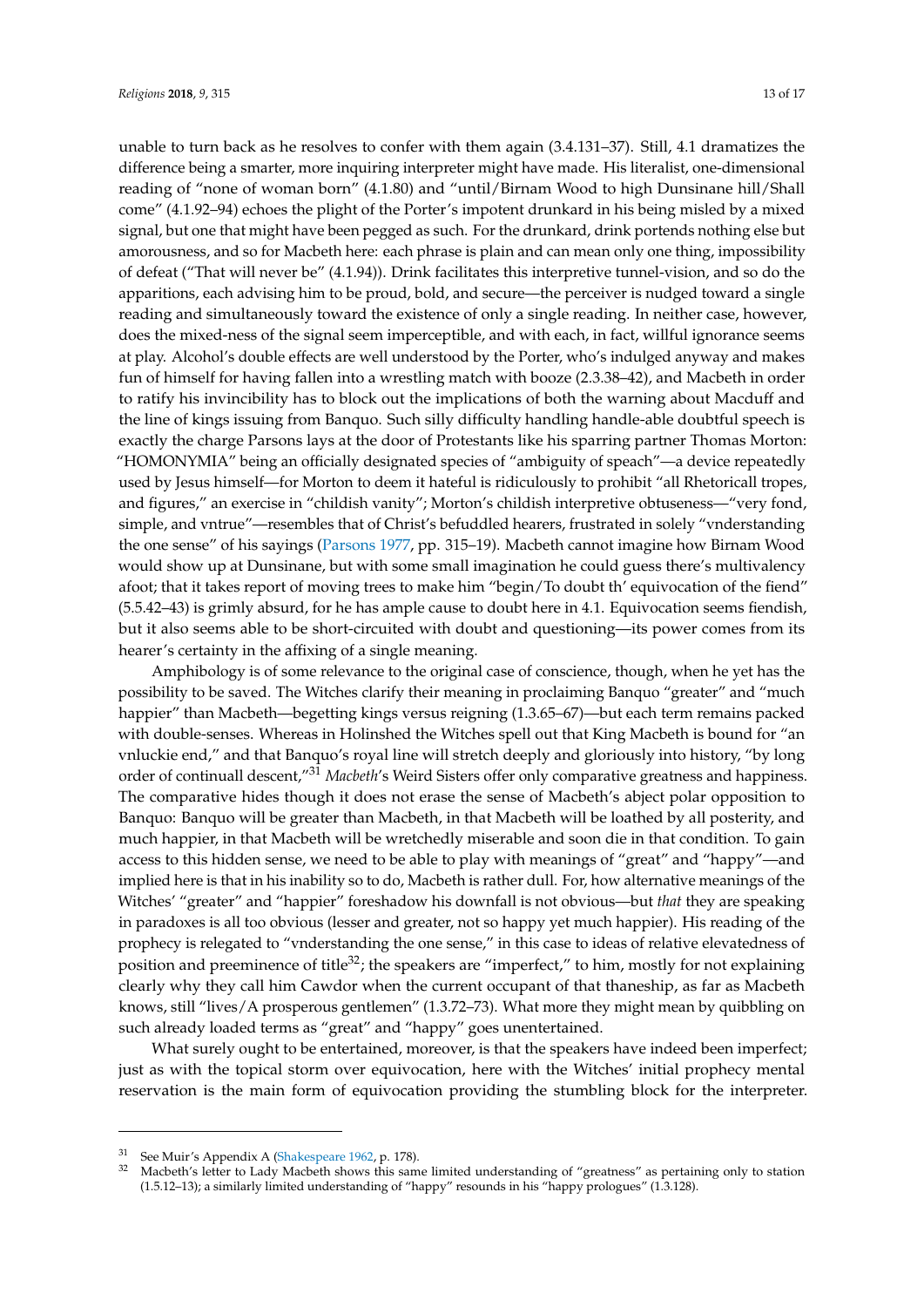unable to turn back as he resolves to confer with them again (3.4.131–37). Still, 4.1 dramatizes the difference being a smarter, more inquiring interpreter might have made. His literalist, one-dimensional reading of "none of woman born" (4.1.80) and "until/Birnam Wood to high Dunsinane hill/Shall come" (4.1.92–94) echoes the plight of the Porter's impotent drunkard in his being misled by a mixed signal, but one that might have been pegged as such. For the drunkard, drink portends nothing else but amorousness, and so for Macbeth here: each phrase is plain and can mean only one thing, impossibility of defeat ("That will never be" (4.1.94)). Drink facilitates this interpretive tunnel-vision, and so do the apparitions, each advising him to be proud, bold, and secure—the perceiver is nudged toward a single reading and simultaneously toward the existence of only a single reading. In neither case, however, does the mixed-ness of the signal seem imperceptible, and with each, in fact, willful ignorance seems at play. Alcohol's double effects are well understood by the Porter, who's indulged anyway and makes fun of himself for having fallen into a wrestling match with booze (2.3.38–42), and Macbeth in order to ratify his invincibility has to block out the implications of both the warning about Macduff and the line of kings issuing from Banquo. Such silly difficulty handling handle-able doubtful speech is exactly the charge Parsons lays at the door of Protestants like his sparring partner Thomas Morton: "HOMONYMIA" being an officially designated species of "ambiguity of speach"—a device repeatedly used by Jesus himself—for Morton to deem it hateful is ridiculously to prohibit "all Rhetoricall tropes, and figures," an exercise in "childish vanity"; Morton's childish interpretive obtuseness—"very fond, simple, and vntrue"—resembles that of Christ's befuddled hearers, frustrated in solely "vnderstanding the one sense" of his sayings (Parsons 1977, pp. 315–19). Macbeth cannot imagine how Birnam Wood would show up at Dunsinane, but with some small imagination he could guess there's multivalency afoot; that it takes report of moving trees to make him "begin/To doubt th' equivocation of the fiend" (5.5.42–43) is grimly absurd, for he has ample cause to doubt here in 4.1. Equivocation seems fiendish, but it also seems able to be short-circuited with doubt and questioning—its power comes from its hearer's certainty in the affixing of a single meaning.

Amphibology is of some relevance to the original case of conscience, though, when he yet has the possibility to be saved. The Witches clarify their meaning in proclaiming Banquo "greater" and "much happier" than Macbeth—begetting kings versus reigning (1.3.65–67)—but each term remains packed with double-senses. Whereas in Holinshed the Witches spell out that King Macbeth is bound for "an vnluckie end," and that Banquo's royal line will stretch deeply and gloriously into history, "by long order of continuall descent,"[31] *Macbeth*'s Weird Sisters offer only comparative greatness and happiness. The comparative hides though it does not erase the sense of Macbeth's abject polar opposition to Banquo: Banquo will be greater than Macbeth, in that Macbeth will be loathed by all posterity, and much happier, in that Macbeth will be wretchedly miserable and soon die in that condition. To gain access to this hidden sense, we need to be able to play with meanings of "great" and "happy"—and implied here is that in his inability so to do, Macbeth is rather dull. For, how alternative meanings of the Witches' "greater" and "happier" foreshadow his downfall is not obvious—but *that* they are speaking in paradoxes is all too obvious (lesser and greater, not so happy yet much happier). His reading of the prophecy is relegated to "vnderstanding the one sense," in this case to ideas of relative elevatedness of position and preeminence of title[32]; the speakers are "imperfect," to him, mostly for not explaining clearly why they call him Cawdor when the current occupant of that thaneship, as far as Macbeth knows, still "lives/A prosperous gentlemen" (1.3.72–73). What more they might mean by quibbling on such already loaded terms as "great" and "happy" goes unentertained.

What surely ought to be entertained, moreover, is that the speakers have indeed been imperfect; just as with the topical storm over equivocation, here with the Witches' initial prophecy mental reservation is the main form of equivocation providing the stumbling block for the interpreter.

---

[31] See Muir's Appendix A (Shakespeare 1962, p. 178).

[32] Macbeth's letter to Lady Macbeth shows this same limited understanding of "greatness" as pertaining only to station (1.5.12–13); a similarly limited understanding of "happy" resounds in his "happy prologues" (1.3.128).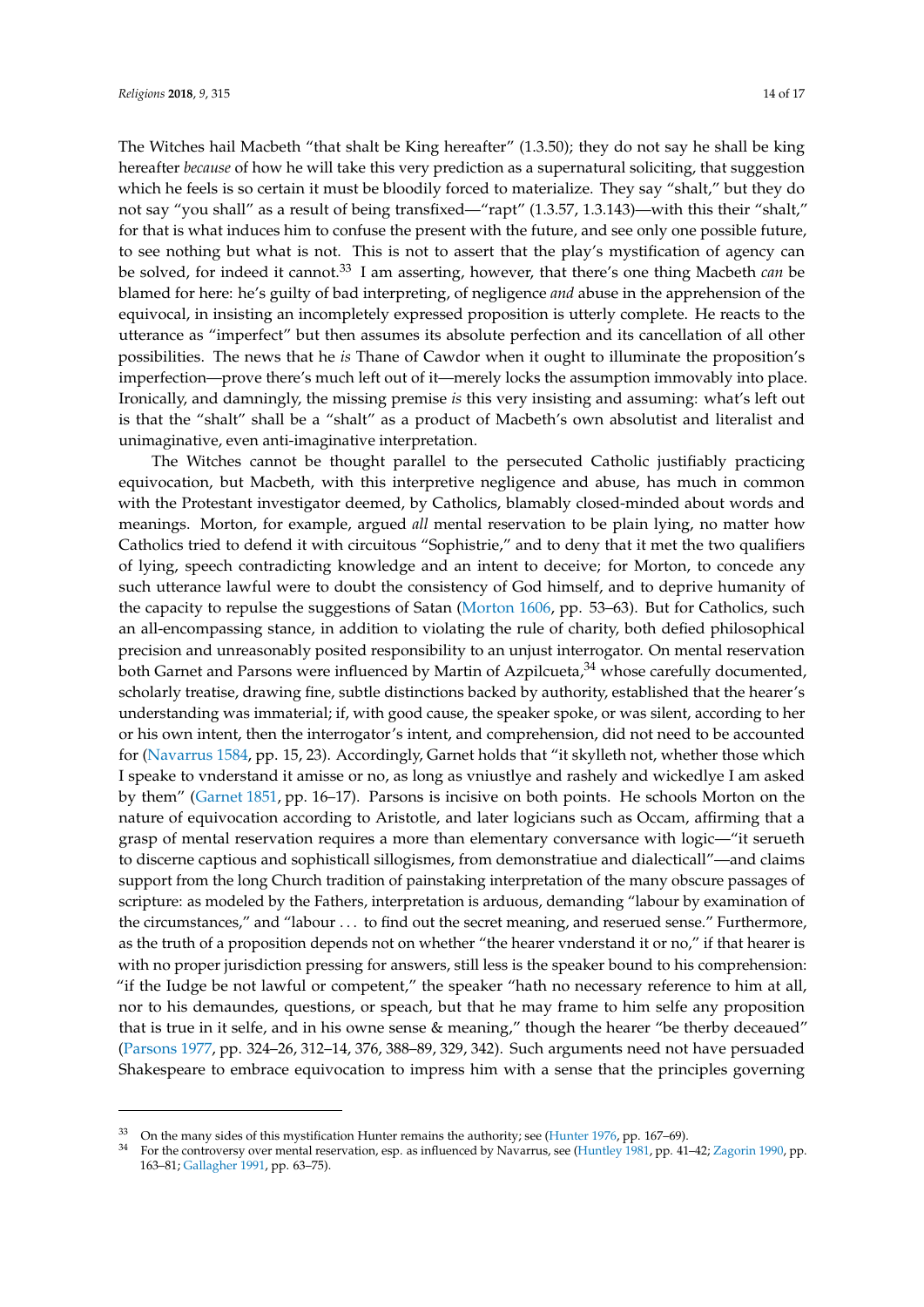The Witches hail Macbeth "that shalt be King hereafter" (1.3.50); they do not say he shall be king hereafter *because* of how he will take this very prediction as a supernatural soliciting, that suggestion which he feels is so certain it must be bloodily forced to materialize. They say "shalt," but they do not say "you shall" as a result of being transfixed—"rapt" (1.3.57, 1.3.143)—with this their "shalt," for that is what induces him to confuse the present with the future, and see only one possible future, to see nothing but what is not. This is not to assert that the play's mystification of agency can be solved, for indeed it cannot.[33] I am asserting, however, that there's one thing Macbeth *can* be blamed for here: he's guilty of bad interpreting, of negligence *and* abuse in the apprehension of the equivocal, in insisting an incompletely expressed proposition is utterly complete. He reacts to the utterance as "imperfect" but then assumes its absolute perfection and its cancellation of all other possibilities. The news that he *is* Thane of Cawdor when it ought to illuminate the proposition's imperfection—prove there's much left out of it—merely locks the assumption immovably into place. Ironically, and damningly, the missing premise *is* this very insisting and assuming: what's left out is that the "shalt" shall be a "shalt" as a product of Macbeth's own absolutist and literalist and unimaginative, even anti-imaginative interpretation.

The Witches cannot be thought parallel to the persecuted Catholic justifiably practicing equivocation, but Macbeth, with this interpretive negligence and abuse, has much in common with the Protestant investigator deemed, by Catholics, blamably closed-minded about words and meanings. Morton, for example, argued *all* mental reservation to be plain lying, no matter how Catholics tried to defend it with circuitous "Sophistrie," and to deny that it met the two qualifiers of lying, speech contradicting knowledge and an intent to deceive; for Morton, to concede any such utterance lawful were to doubt the consistency of God himself, and to deprive humanity of the capacity to repulse the suggestions of Satan (Morton 1606, pp. 53–63). But for Catholics, such an all-encompassing stance, in addition to violating the rule of charity, both defied philosophical precision and unreasonably posited responsibility to an unjust interrogator. On mental reservation both Garnet and Parsons were influenced by Martin of Azpilcueta,[34] whose carefully documented, scholarly treatise, drawing fine, subtle distinctions backed by authority, established that the hearer's understanding was immaterial; if, with good cause, the speaker spoke, or was silent, according to her or his own intent, then the interrogator's intent, and comprehension, did not need to be accounted for (Navarrus 1584, pp. 15, 23). Accordingly, Garnet holds that "it skylleth not, whether those which I speake to vnderstand it amisse or no, as long as vniustlye and rashely and wickedlye I am asked by them" (Garnet 1851, pp. 16–17). Parsons is incisive on both points. He schools Morton on the nature of equivocation according to Aristotle, and later logicians such as Occam, affirming that a grasp of mental reservation requires a more than elementary conversance with logic—"it serueth to discerne captious and sophisticall sillogismes, from demonstratiue and dialecticall"—and claims support from the long Church tradition of painstaking interpretation of the many obscure passages of scripture: as modeled by the Fathers, interpretation is arduous, demanding "labour by examination of the circumstances," and "labour ... to find out the secret meaning, and reserued sense." Furthermore, as the truth of a proposition depends not on whether "the hearer vnderstand it or no," if that hearer is with no proper jurisdiction pressing for answers, still less is the speaker bound to his comprehension: "if the Iudge be not lawful or competent," the speaker "hath no necessary reference to him at all, nor to his demaundes, questions, or speach, but that he may frame to him selfe any proposition that is true in it selfe, and in his owne sense & meaning," though the hearer "be therby deceaued" (Parsons 1977, pp. 324–26, 312–14, 376, 388–89, 329, 342). Such arguments need not have persuaded Shakespeare to embrace equivocation to impress him with a sense that the principles governing

[33] On the many sides of this mystification Hunter remains the authority; see (Hunter 1976, pp. 167–69).

[34] For the controversy over mental reservation, esp. as influenced by Navarrus, see (Huntley 1981, pp. 41–42; Zagorin 1990, pp. 163–81; Gallagher 1991, pp. 63–75).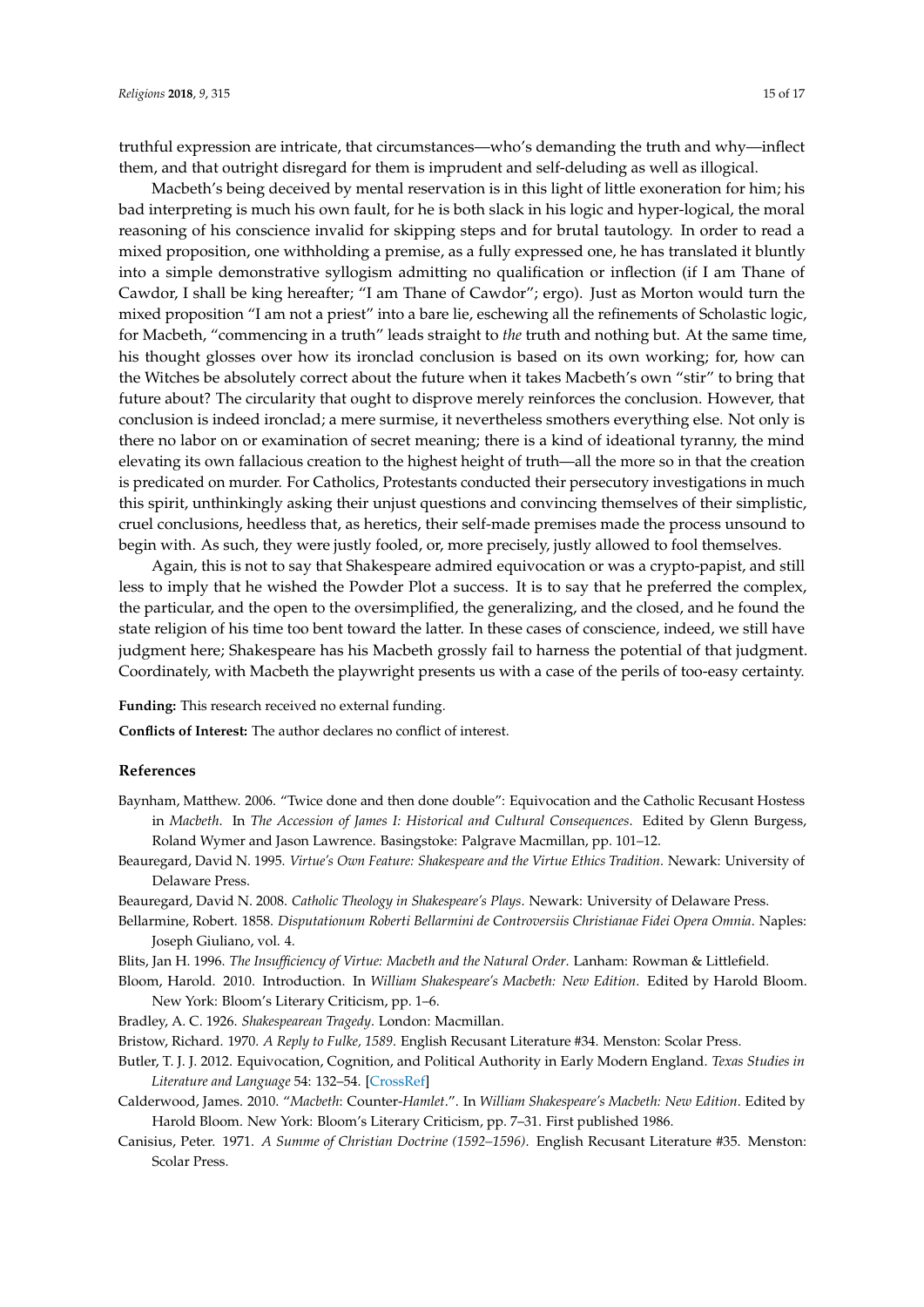truthful expression are intricate, that circumstances—who's demanding the truth and why—inflect them, and that outright disregard for them is imprudent and self-deluding as well as illogical.

Macbeth's being deceived by mental reservation is in this light of little exoneration for him; his bad interpreting is much his own fault, for he is both slack in his logic and hyper-logical, the moral reasoning of his conscience invalid for skipping steps and for brutal tautology. In order to read a mixed proposition, one withholding a premise, as a fully expressed one, he has translated it bluntly into a simple demonstrative syllogism admitting no qualification or inflection (if I am Thane of Cawdor, I shall be king hereafter; "I am Thane of Cawdor"; ergo). Just as Morton would turn the mixed proposition "I am not a priest" into a bare lie, eschewing all the refinements of Scholastic logic, for Macbeth, "commencing in a truth" leads straight to *the* truth and nothing but. At the same time, his thought glosses over how its ironclad conclusion is based on its own working; for, how can the Witches be absolutely correct about the future when it takes Macbeth's own "stir" to bring that future about? The circularity that ought to disprove merely reinforces the conclusion. However, that conclusion is indeed ironclad; a mere surmise, it nevertheless smothers everything else. Not only is there no labor on or examination of secret meaning; there is a kind of ideational tyranny, the mind elevating its own fallacious creation to the highest height of truth—all the more so in that the creation is predicated on murder. For Catholics, Protestants conducted their persecutory investigations in much this spirit, unthinkingly asking their unjust questions and convincing themselves of their simplistic, cruel conclusions, heedless that, as heretics, their self-made premises made the process unsound to begin with. As such, they were justly fooled, or, more precisely, justly allowed to fool themselves.

Again, this is not to say that Shakespeare admired equivocation or was a crypto-papist, and still less to imply that he wished the Powder Plot a success. It is to say that he preferred the complex, the particular, and the open to the oversimplified, the generalizing, and the closed, and he found the state religion of his time too bent toward the latter. In these cases of conscience, indeed, we still have judgment here; Shakespeare has his Macbeth grossly fail to harness the potential of that judgment. Coordinately, with Macbeth the playwright presents us with a case of the perils of too-easy certainty.

**Funding:** This research received no external funding.

**Conflicts of Interest:** The author declares no conflict of interest.

## References

Baynham, Matthew. 2006. "Twice done and then done double": Equivocation and the Catholic Recusant Hostess in *Macbeth*. In *The Accession of James I: Historical and Cultural Consequences*. Edited by Glenn Burgess, Roland Wymer and Jason Lawrence. Basingstoke: Palgrave Macmillan, pp. 101–12.

Beauregard, David N. 1995. *Virtue's Own Feature: Shakespeare and the Virtue Ethics Tradition*. Newark: University of Delaware Press.

Beauregard, David N. 2008. *Catholic Theology in Shakespeare's Plays*. Newark: University of Delaware Press.

Bellarmine, Robert. 1858. *Disputationum Roberti Bellarmini de Controversiis Christianae Fidei Opera Omnia*. Naples: Joseph Giuliano, vol. 4.

Blits, Jan H. 1996. *The Insufficiency of Virtue: Macbeth and the Natural Order*. Lanham: Rowman & Littlefield.

Bloom, Harold. 2010. Introduction. In *William Shakespeare's Macbeth: New Edition*. Edited by Harold Bloom. New York: Bloom's Literary Criticism, pp. 1–6.

Bradley, A. C. 1926. *Shakespearean Tragedy*. London: Macmillan.

Bristow, Richard. 1970. *A Reply to Fulke, 1589*. English Recusant Literature #34. Menston: Scolar Press.

Butler, T. J. J. 2012. Equivocation, Cognition, and Political Authority in Early Modern England. *Texas Studies in Literature and Language* 54: 132–54. [CrossRef]

Calderwood, James. 2010. "*Macbeth*: Counter-*Hamlet*.". In *William Shakespeare's Macbeth: New Edition*. Edited by Harold Bloom. New York: Bloom's Literary Criticism, pp. 7–31. First published 1986.

Canisius, Peter. 1971. *A Summe of Christian Doctrine (1592–1596)*. English Recusant Literature #35. Menston: Scolar Press.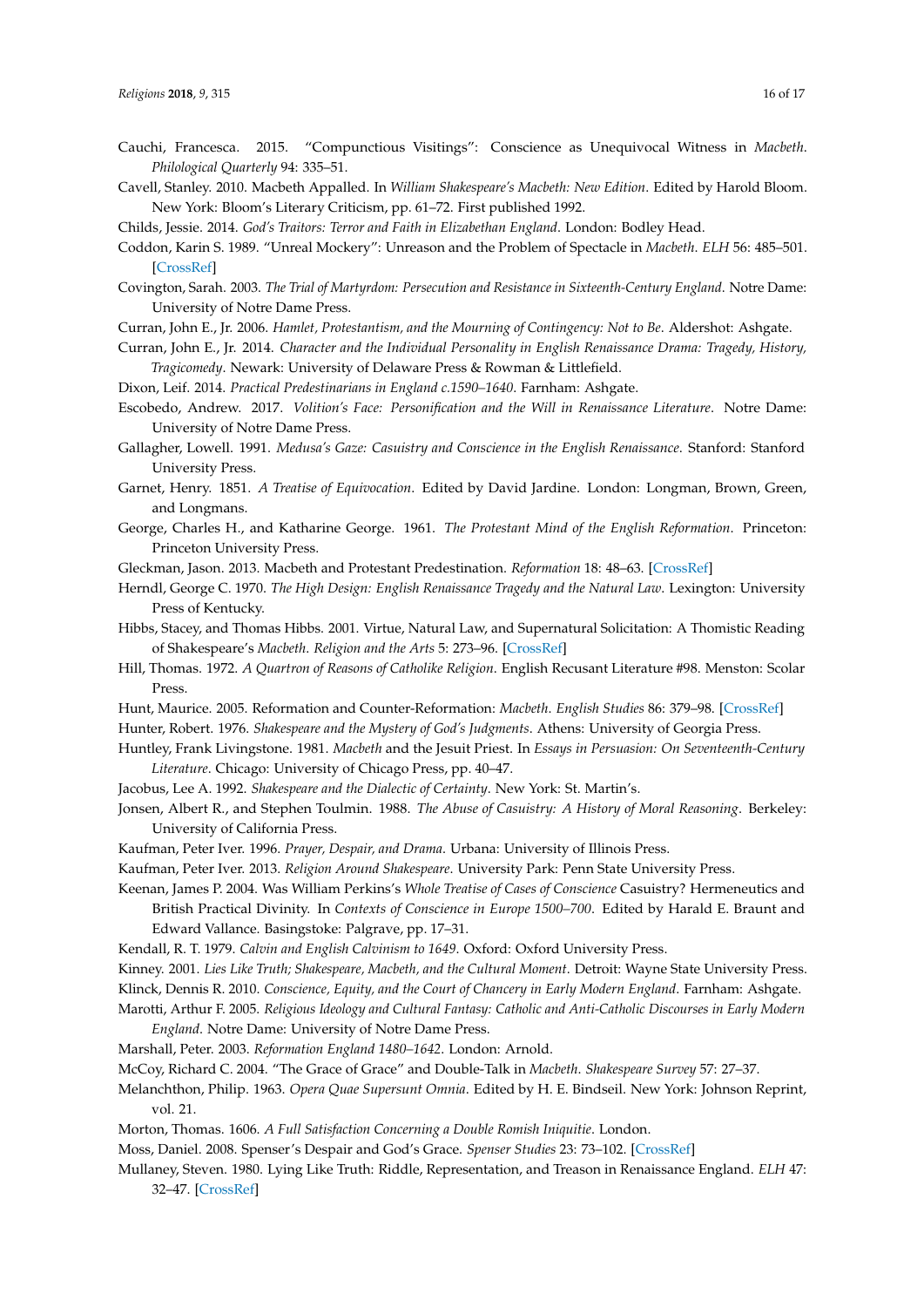Cauchi, Francesca. 2015. "Compunctious Visitings": Conscience as Unequivocal Witness in *Macbeth*. *Philological Quarterly* 94: 335–51.

Cavell, Stanley. 2010. Macbeth Appalled. In *William Shakespeare's Macbeth: New Edition*. Edited by Harold Bloom. New York: Bloom's Literary Criticism, pp. 61–72. First published 1992.

Childs, Jessie. 2014. *God's Traitors: Terror and Faith in Elizabethan England*. London: Bodley Head.

Coddon, Karin S. 1989. "Unreal Mockery": Unreason and the Problem of Spectacle in *Macbeth*. *ELH* 56: 485–501. [CrossRef]

Covington, Sarah. 2003. *The Trial of Martyrdom: Persecution and Resistance in Sixteenth-Century England*. Notre Dame: University of Notre Dame Press.

Curran, John E., Jr. 2006. *Hamlet, Protestantism, and the Mourning of Contingency: Not to Be*. Aldershot: Ashgate.

Curran, John E., Jr. 2014. *Character and the Individual Personality in English Renaissance Drama: Tragedy, History, Tragicomedy*. Newark: University of Delaware Press & Rowman & Littlefield.

Dixon, Leif. 2014. *Practical Predestinarians in England c.1590–1640*. Farnham: Ashgate.

Escobedo, Andrew. 2017. *Volition's Face: Personification and the Will in Renaissance Literature*. Notre Dame: University of Notre Dame Press.

Gallagher, Lowell. 1991. *Medusa's Gaze: Casuistry and Conscience in the English Renaissance*. Stanford: Stanford University Press.

Garnet, Henry. 1851. *A Treatise of Equivocation*. Edited by David Jardine. London: Longman, Brown, Green, and Longmans.

George, Charles H., and Katharine George. 1961. *The Protestant Mind of the English Reformation*. Princeton: Princeton University Press.

Gleckman, Jason. 2013. Macbeth and Protestant Predestination. *Reformation* 18: 48–63. [CrossRef]

Herndl, George C. 1970. *The High Design: English Renaissance Tragedy and the Natural Law*. Lexington: University Press of Kentucky.

Hibbs, Stacey, and Thomas Hibbs. 2001. Virtue, Natural Law, and Supernatural Solicitation: A Thomistic Reading of Shakespeare's *Macbeth*. *Religion and the Arts* 5: 273–96. [CrossRef]

Hill, Thomas. 1972. *A Quartron of Reasons of Catholike Religion*. English Recusant Literature #98. Menston: Scolar Press.

Hunt, Maurice. 2005. Reformation and Counter-Reformation: *Macbeth*. *English Studies* 86: 379–98. [CrossRef]

Hunter, Robert. 1976. *Shakespeare and the Mystery of God's Judgments*. Athens: University of Georgia Press.

Huntley, Frank Livingstone. 1981. *Macbeth* and the Jesuit Priest. In *Essays in Persuasion: On Seventeenth-Century Literature*. Chicago: University of Chicago Press, pp. 40–47.

Jacobus, Lee A. 1992. *Shakespeare and the Dialectic of Certainty*. New York: St. Martin's.

Jonsen, Albert R., and Stephen Toulmin. 1988. *The Abuse of Casuistry: A History of Moral Reasoning*. Berkeley: University of California Press.

Kaufman, Peter Iver. 1996. *Prayer, Despair, and Drama*. Urbana: University of Illinois Press.

Kaufman, Peter Iver. 2013. *Religion Around Shakespeare*. University Park: Penn State University Press.

Keenan, James P. 2004. Was William Perkins's *Whole Treatise of Cases of Conscience* Casuistry? Hermeneutics and British Practical Divinity. In *Contexts of Conscience in Europe 1500–700*. Edited by Harald E. Braunt and Edward Vallance. Basingstoke: Palgrave, pp. 17–31.

Kendall, R. T. 1979. *Calvin and English Calvinism to 1649*. Oxford: Oxford University Press.

Kinney. 2001. *Lies Like Truth; Shakespeare, Macbeth, and the Cultural Moment*. Detroit: Wayne State University Press.

Klinck, Dennis R. 2010. *Conscience, Equity, and the Court of Chancery in Early Modern England*. Farnham: Ashgate.

Marotti, Arthur F. 2005. *Religious Ideology and Cultural Fantasy: Catholic and Anti-Catholic Discourses in Early Modern England*. Notre Dame: University of Notre Dame Press.

Marshall, Peter. 2003. *Reformation England 1480–1642*. London: Arnold.

McCoy, Richard C. 2004. "The Grace of Grace" and Double-Talk in *Macbeth*. *Shakespeare Survey* 57: 27–37.

Melanchthon, Philip. 1963. *Opera Quae Supersunt Omnia*. Edited by H. E. Bindseil. New York: Johnson Reprint, vol. 21.

Morton, Thomas. 1606. *A Full Satisfaction Concerning a Double Romish Iniquitie*. London.

Moss, Daniel. 2008. Spenser's Despair and God's Grace. *Spenser Studies* 23: 73–102. [CrossRef]

Mullaney, Steven. 1980. Lying Like Truth: Riddle, Representation, and Treason in Renaissance England. *ELH* 47: 32–47. [CrossRef]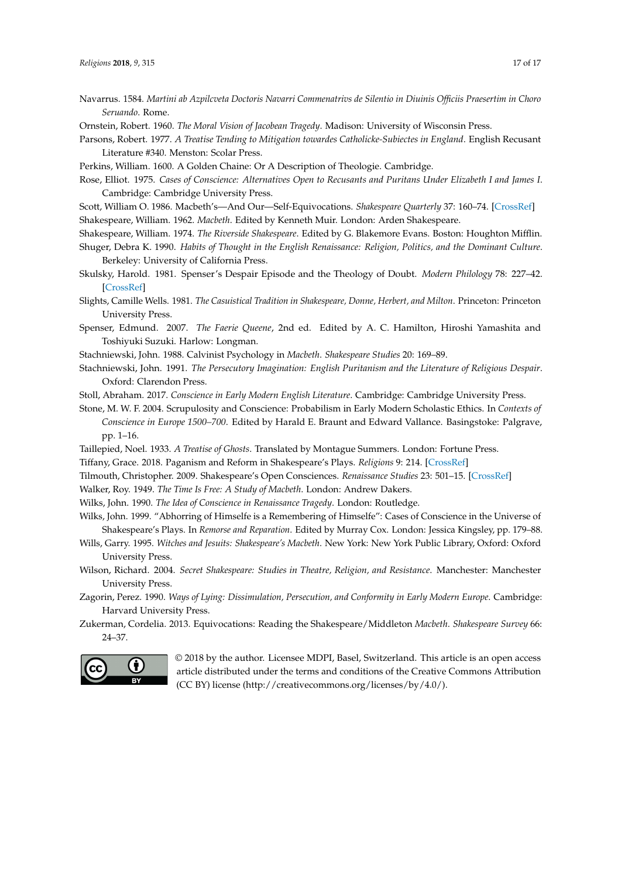Navarrus. 1584. *Martini ab Azpilcveta Doctoris Navarri Commenatrivs de Silentio in Diuinis Officiis Praesertim in Choro Seruando*. Rome.

Ornstein, Robert. 1960. *The Moral Vision of Jacobean Tragedy*. Madison: University of Wisconsin Press.

Parsons, Robert. 1977. *A Treatise Tending to Mitigation towardes Catholicke-Subiectes in England*. English Recusant Literature #340. Menston: Scolar Press.

Perkins, William. 1600. A Golden Chaine: Or A Description of Theologie. Cambridge.

Rose, Elliot. 1975. *Cases of Conscience: Alternatives Open to Recusants and Puritans Under Elizabeth I and James I*. Cambridge: Cambridge University Press.

Scott, William O. 1986. Macbeth's—And Our—Self-Equivocations. *Shakespeare Quarterly* 37: 160–74. [CrossRef]

Shakespeare, William. 1962. *Macbeth*. Edited by Kenneth Muir. London: Arden Shakespeare.

Shakespeare, William. 1974. *The Riverside Shakespeare*. Edited by G. Blakemore Evans. Boston: Houghton Mifflin.

Shuger, Debra K. 1990. *Habits of Thought in the English Renaissance: Religion, Politics, and the Dominant Culture*. Berkeley: University of California Press.

Skulsky, Harold. 1981. Spenser's Despair Episode and the Theology of Doubt. *Modern Philology* 78: 227–42. [CrossRef]

Slights, Camille Wells. 1981. *The Casuistical Tradition in Shakespeare, Donne, Herbert, and Milton*. Princeton: Princeton University Press.

Spenser, Edmund. 2007. *The Faerie Queene*, 2nd ed. Edited by A. C. Hamilton, Hiroshi Yamashita and Toshiyuki Suzuki. Harlow: Longman.

Stachniewski, John. 1988. Calvinist Psychology in *Macbeth*. *Shakespeare Studies* 20: 169–89.

Stachniewski, John. 1991. *The Persecutory Imagination: English Puritanism and the Literature of Religious Despair*. Oxford: Clarendon Press.

Stoll, Abraham. 2017. *Conscience in Early Modern English Literature*. Cambridge: Cambridge University Press.

Stone, M. W. F. 2004. Scrupulosity and Conscience: Probabilism in Early Modern Scholastic Ethics. In *Contexts of Conscience in Europe 1500–700*. Edited by Harald E. Braunt and Edward Vallance. Basingstoke: Palgrave, pp. 1–16.

Taillepied, Noel. 1933. *A Treatise of Ghosts*. Translated by Montague Summers. London: Fortune Press.

Tiffany, Grace. 2018. Paganism and Reform in Shakespeare's Plays. *Religions* 9: 214. [CrossRef]

Tilmouth, Christopher. 2009. Shakespeare's Open Consciences. *Renaissance Studies* 23: 501–15. [CrossRef]

Walker, Roy. 1949. *The Time Is Free: A Study of Macbeth*. London: Andrew Dakers.

Wilks, John. 1990. *The Idea of Conscience in Renaissance Tragedy*. London: Routledge.

Wilks, John. 1999. "Abhorring of Himselfe is a Remembering of Himselfe": Cases of Conscience in the Universe of Shakespeare's Plays. In *Remorse and Reparation*. Edited by Murray Cox. London: Jessica Kingsley, pp. 179–88.

Wills, Garry. 1995. *Witches and Jesuits: Shakespeare's Macbeth*. New York: New York Public Library, Oxford: Oxford University Press.

Wilson, Richard. 2004. *Secret Shakespeare: Studies in Theatre, Religion, and Resistance*. Manchester: Manchester University Press.

Zagorin, Perez. 1990. *Ways of Lying: Dissimulation, Persecution, and Conformity in Early Modern Europe*. Cambridge: Harvard University Press.

Zukerman, Cordelia. 2013. Equivocations: Reading the Shakespeare/Middleton *Macbeth*. *Shakespeare Survey* 66: 24–37.

© 2018 by the author. Licensee MDPI, Basel, Switzerland. This article is an open access article distributed under the terms and conditions of the Creative Commons Attribution (CC BY) license (http://creativecommons.org/licenses/by/4.0/).